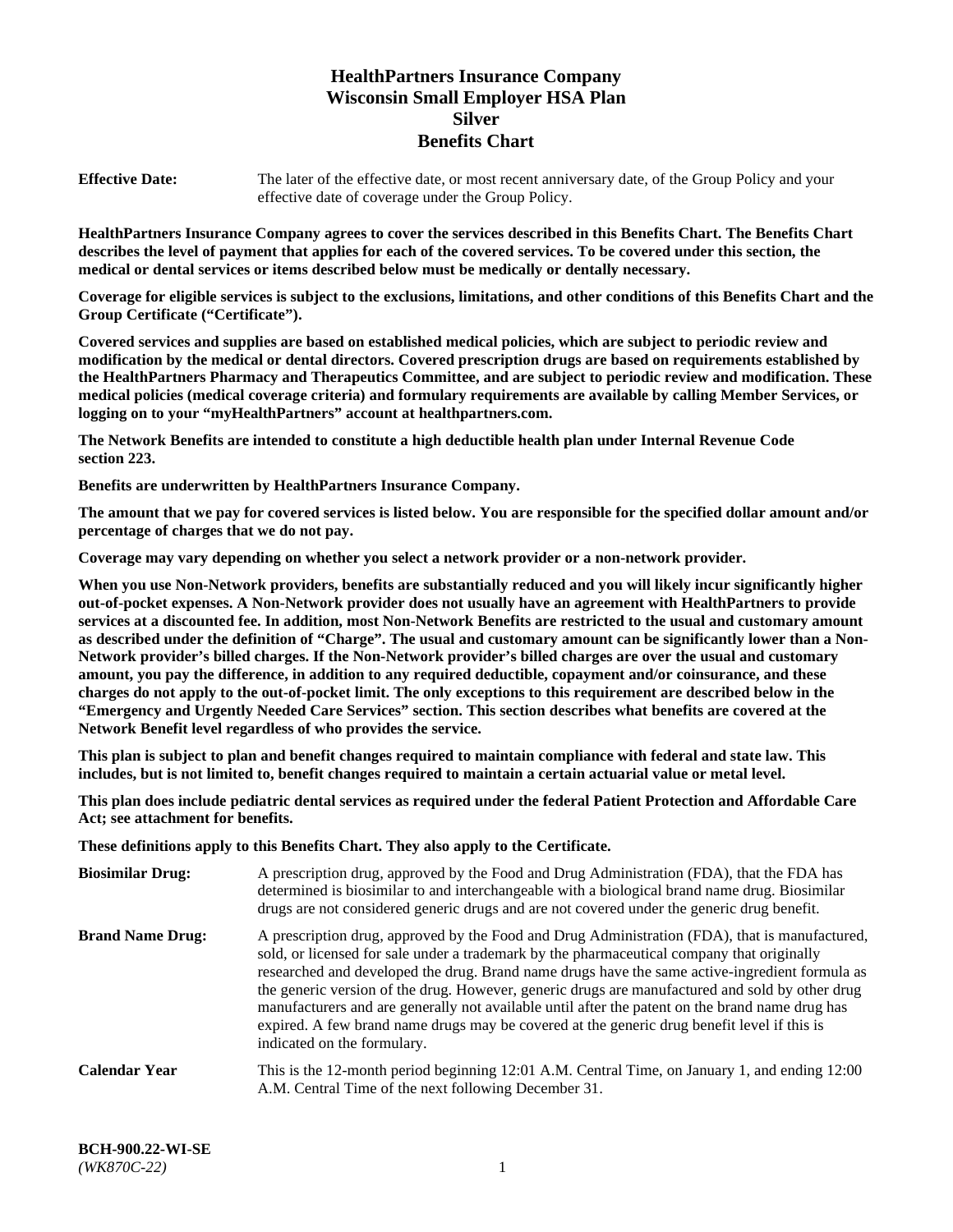# HealthPartners Insurance Company
# Wisconsin Small Employer HSA Plan
# Silver
# Benefits Chart

**Effective Date:** The later of the effective date, or most recent anniversary date, of the Group Policy and your effective date of coverage under the Group Policy.

**HealthPartners Insurance Company agrees to cover the services described in this Benefits Chart. The Benefits Chart describes the level of payment that applies for each of the covered services. To be covered under this section, the medical or dental services or items described below must be medically or dentally necessary.**

**Coverage for eligible services is subject to the exclusions, limitations, and other conditions of this Benefits Chart and the Group Certificate ("Certificate").**

**Covered services and supplies are based on established medical policies, which are subject to periodic review and modification by the medical or dental directors. Covered prescription drugs are based on requirements established by the HealthPartners Pharmacy and Therapeutics Committee, and are subject to periodic review and modification. These medical policies (medical coverage criteria) and formulary requirements are available by calling Member Services, or logging on to your "myHealthPartners" account at healthpartners.com.**

**The Network Benefits are intended to constitute a high deductible health plan under Internal Revenue Code section 223.**

**Benefits are underwritten by HealthPartners Insurance Company.**

**The amount that we pay for covered services is listed below. You are responsible for the specified dollar amount and/or percentage of charges that we do not pay.**

**Coverage may vary depending on whether you select a network provider or a non-network provider.**

**When you use Non-Network providers, benefits are substantially reduced and you will likely incur significantly higher out-of-pocket expenses. A Non-Network provider does not usually have an agreement with HealthPartners to provide services at a discounted fee. In addition, most Non-Network Benefits are restricted to the usual and customary amount as described under the definition of "Charge". The usual and customary amount can be significantly lower than a Non-Network provider's billed charges. If the Non-Network provider's billed charges are over the usual and customary amount, you pay the difference, in addition to any required deductible, copayment and/or coinsurance, and these charges do not apply to the out-of-pocket limit. The only exceptions to this requirement are described below in the "Emergency and Urgently Needed Care Services" section. This section describes what benefits are covered at the Network Benefit level regardless of who provides the service.**

**This plan is subject to plan and benefit changes required to maintain compliance with federal and state law. This includes, but is not limited to, benefit changes required to maintain a certain actuarial value or metal level.**

**This plan does include pediatric dental services as required under the federal Patient Protection and Affordable Care Act; see attachment for benefits.**

**These definitions apply to this Benefits Chart. They also apply to the Certificate.**

**Biosimilar Drug:** A prescription drug, approved by the Food and Drug Administration (FDA), that the FDA has determined is biosimilar to and interchangeable with a biological brand name drug. Biosimilar drugs are not considered generic drugs and are not covered under the generic drug benefit.

**Brand Name Drug:** A prescription drug, approved by the Food and Drug Administration (FDA), that is manufactured, sold, or licensed for sale under a trademark by the pharmaceutical company that originally researched and developed the drug. Brand name drugs have the same active-ingredient formula as the generic version of the drug. However, generic drugs are manufactured and sold by other drug manufacturers and are generally not available until after the patent on the brand name drug has expired. A few brand name drugs may be covered at the generic drug benefit level if this is indicated on the formulary.

**Calendar Year** This is the 12-month period beginning 12:01 A.M. Central Time, on January 1, and ending 12:00 A.M. Central Time of the next following December 31.

**BCH-900.22-WI-SE**
*(WK870C-22)*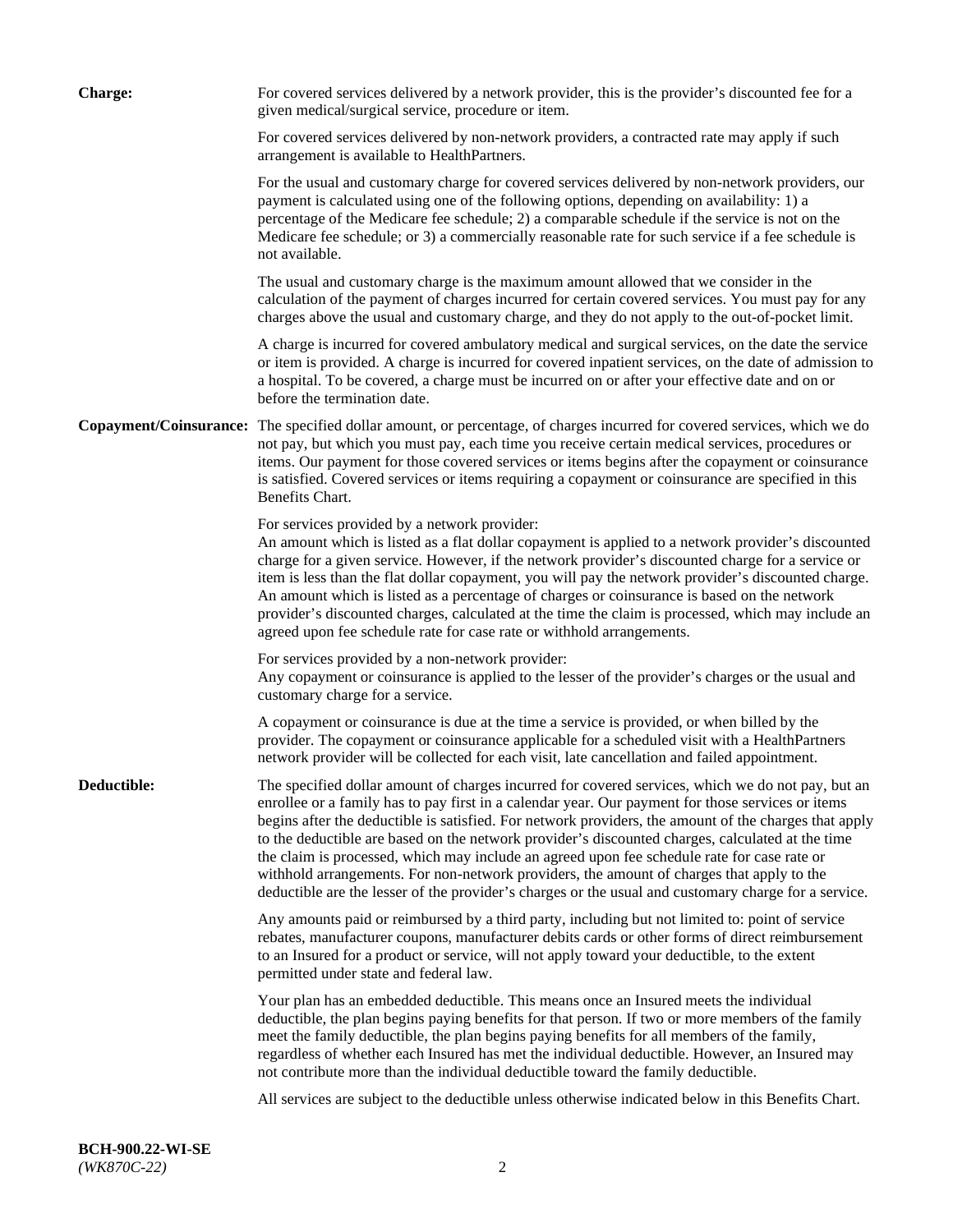**Charge:** For covered services delivered by a network provider, this is the provider's discounted fee for a given medical/surgical service, procedure or item.

For covered services delivered by non-network providers, a contracted rate may apply if such arrangement is available to HealthPartners.

For the usual and customary charge for covered services delivered by non-network providers, our payment is calculated using one of the following options, depending on availability: 1) a percentage of the Medicare fee schedule; 2) a comparable schedule if the service is not on the Medicare fee schedule; or 3) a commercially reasonable rate for such service if a fee schedule is not available.

The usual and customary charge is the maximum amount allowed that we consider in the calculation of the payment of charges incurred for certain covered services. You must pay for any charges above the usual and customary charge, and they do not apply to the out-of-pocket limit.

A charge is incurred for covered ambulatory medical and surgical services, on the date the service or item is provided. A charge is incurred for covered inpatient services, on the date of admission to a hospital. To be covered, a charge must be incurred on or after your effective date and on or before the termination date.

**Copayment/Coinsurance:** The specified dollar amount, or percentage, of charges incurred for covered services, which we do not pay, but which you must pay, each time you receive certain medical services, procedures or items. Our payment for those covered services or items begins after the copayment or coinsurance is satisfied. Covered services or items requiring a copayment or coinsurance are specified in this Benefits Chart.

For services provided by a network provider:
An amount which is listed as a flat dollar copayment is applied to a network provider's discounted charge for a given service. However, if the network provider's discounted charge for a service or item is less than the flat dollar copayment, you will pay the network provider's discounted charge. An amount which is listed as a percentage of charges or coinsurance is based on the network provider's discounted charges, calculated at the time the claim is processed, which may include an agreed upon fee schedule rate for case rate or withhold arrangements.

For services provided by a non-network provider:
Any copayment or coinsurance is applied to the lesser of the provider's charges or the usual and customary charge for a service.

A copayment or coinsurance is due at the time a service is provided, or when billed by the provider. The copayment or coinsurance applicable for a scheduled visit with a HealthPartners network provider will be collected for each visit, late cancellation and failed appointment.

**Deductible:** The specified dollar amount of charges incurred for covered services, which we do not pay, but an enrollee or a family has to pay first in a calendar year. Our payment for those services or items begins after the deductible is satisfied. For network providers, the amount of the charges that apply to the deductible are based on the network provider's discounted charges, calculated at the time the claim is processed, which may include an agreed upon fee schedule rate for case rate or withhold arrangements. For non-network providers, the amount of charges that apply to the deductible are the lesser of the provider's charges or the usual and customary charge for a service.

Any amounts paid or reimbursed by a third party, including but not limited to: point of service rebates, manufacturer coupons, manufacturer debits cards or other forms of direct reimbursement to an Insured for a product or service, will not apply toward your deductible, to the extent permitted under state and federal law.

Your plan has an embedded deductible. This means once an Insured meets the individual deductible, the plan begins paying benefits for that person. If two or more members of the family meet the family deductible, the plan begins paying benefits for all members of the family, regardless of whether each Insured has met the individual deductible. However, an Insured may not contribute more than the individual deductible toward the family deductible.

All services are subject to the deductible unless otherwise indicated below in this Benefits Chart.

**BCH-900.22-WI-SE**
*(WK870C-22)*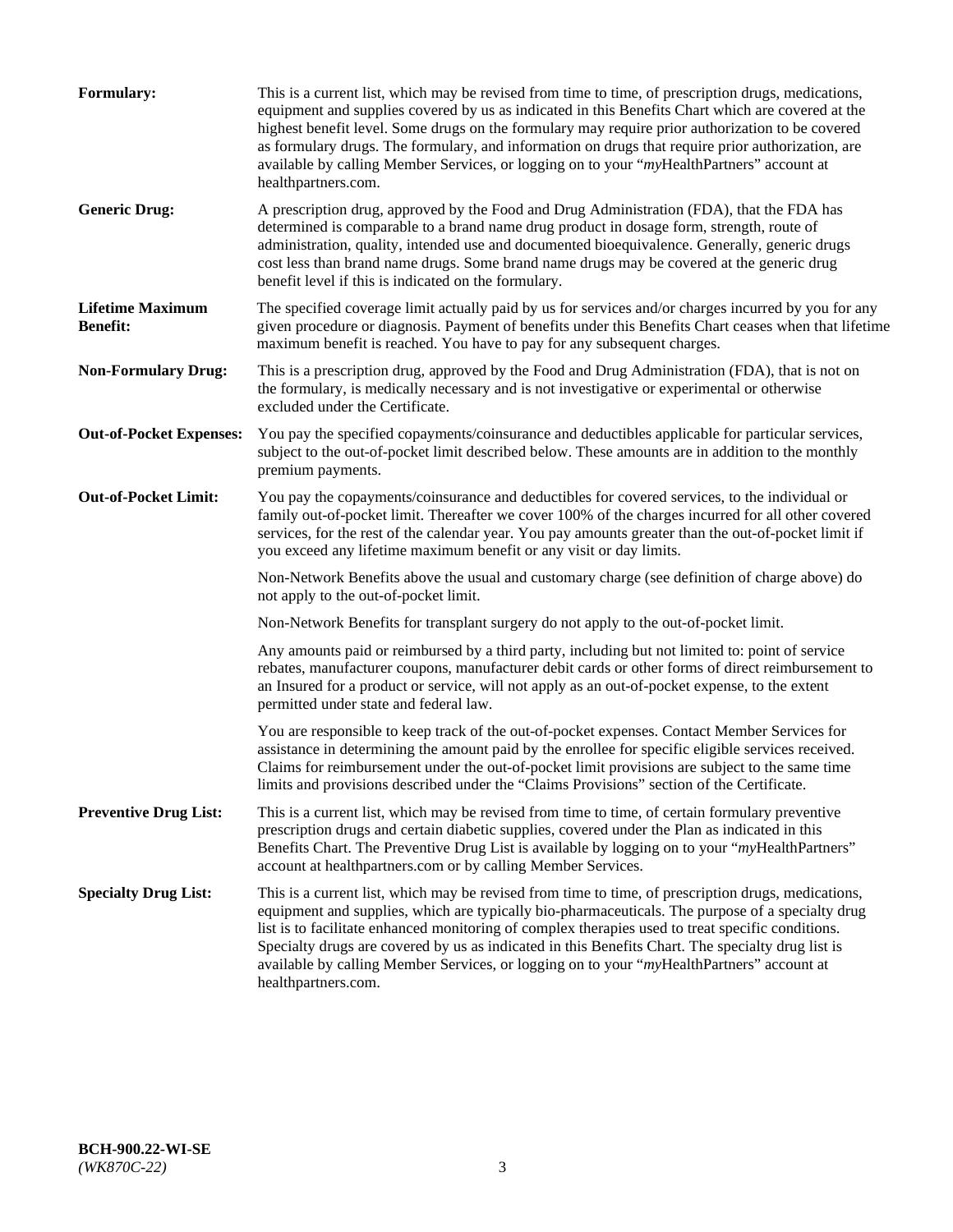**Formulary:** This is a current list, which may be revised from time to time, of prescription drugs, medications, equipment and supplies covered by us as indicated in this Benefits Chart which are covered at the highest benefit level. Some drugs on the formulary may require prior authorization to be covered as formulary drugs. The formulary, and information on drugs that require prior authorization, are available by calling Member Services, or logging on to your "*my*HealthPartners" account at healthpartners.com.

**Generic Drug:** A prescription drug, approved by the Food and Drug Administration (FDA), that the FDA has determined is comparable to a brand name drug product in dosage form, strength, route of administration, quality, intended use and documented bioequivalence. Generally, generic drugs cost less than brand name drugs. Some brand name drugs may be covered at the generic drug benefit level if this is indicated on the formulary.

**Lifetime Maximum Benefit:** The specified coverage limit actually paid by us for services and/or charges incurred by you for any given procedure or diagnosis. Payment of benefits under this Benefits Chart ceases when that lifetime maximum benefit is reached. You have to pay for any subsequent charges.

**Non-Formulary Drug:** This is a prescription drug, approved by the Food and Drug Administration (FDA), that is not on the formulary, is medically necessary and is not investigative or experimental or otherwise excluded under the Certificate.

**Out-of-Pocket Expenses:** You pay the specified copayments/coinsurance and deductibles applicable for particular services, subject to the out-of-pocket limit described below. These amounts are in addition to the monthly premium payments.

**Out-of-Pocket Limit:** You pay the copayments/coinsurance and deductibles for covered services, to the individual or family out-of-pocket limit. Thereafter we cover 100% of the charges incurred for all other covered services, for the rest of the calendar year. You pay amounts greater than the out-of-pocket limit if you exceed any lifetime maximum benefit or any visit or day limits.

Non-Network Benefits above the usual and customary charge (see definition of charge above) do not apply to the out-of-pocket limit.

Non-Network Benefits for transplant surgery do not apply to the out-of-pocket limit.

Any amounts paid or reimbursed by a third party, including but not limited to: point of service rebates, manufacturer coupons, manufacturer debit cards or other forms of direct reimbursement to an Insured for a product or service, will not apply as an out-of-pocket expense, to the extent permitted under state and federal law.

You are responsible to keep track of the out-of-pocket expenses. Contact Member Services for assistance in determining the amount paid by the enrollee for specific eligible services received. Claims for reimbursement under the out-of-pocket limit provisions are subject to the same time limits and provisions described under the "Claims Provisions" section of the Certificate.

**Preventive Drug List:** This is a current list, which may be revised from time to time, of certain formulary preventive prescription drugs and certain diabetic supplies, covered under the Plan as indicated in this Benefits Chart. The Preventive Drug List is available by logging on to your "*my*HealthPartners" account at healthpartners.com or by calling Member Services.

**Specialty Drug List:** This is a current list, which may be revised from time to time, of prescription drugs, medications, equipment and supplies, which are typically bio-pharmaceuticals. The purpose of a specialty drug list is to facilitate enhanced monitoring of complex therapies used to treat specific conditions. Specialty drugs are covered by us as indicated in this Benefits Chart. The specialty drug list is available by calling Member Services, or logging on to your "*my*HealthPartners" account at healthpartners.com.

**BCH-900.22-WI-SE**
*(WK870C-22)*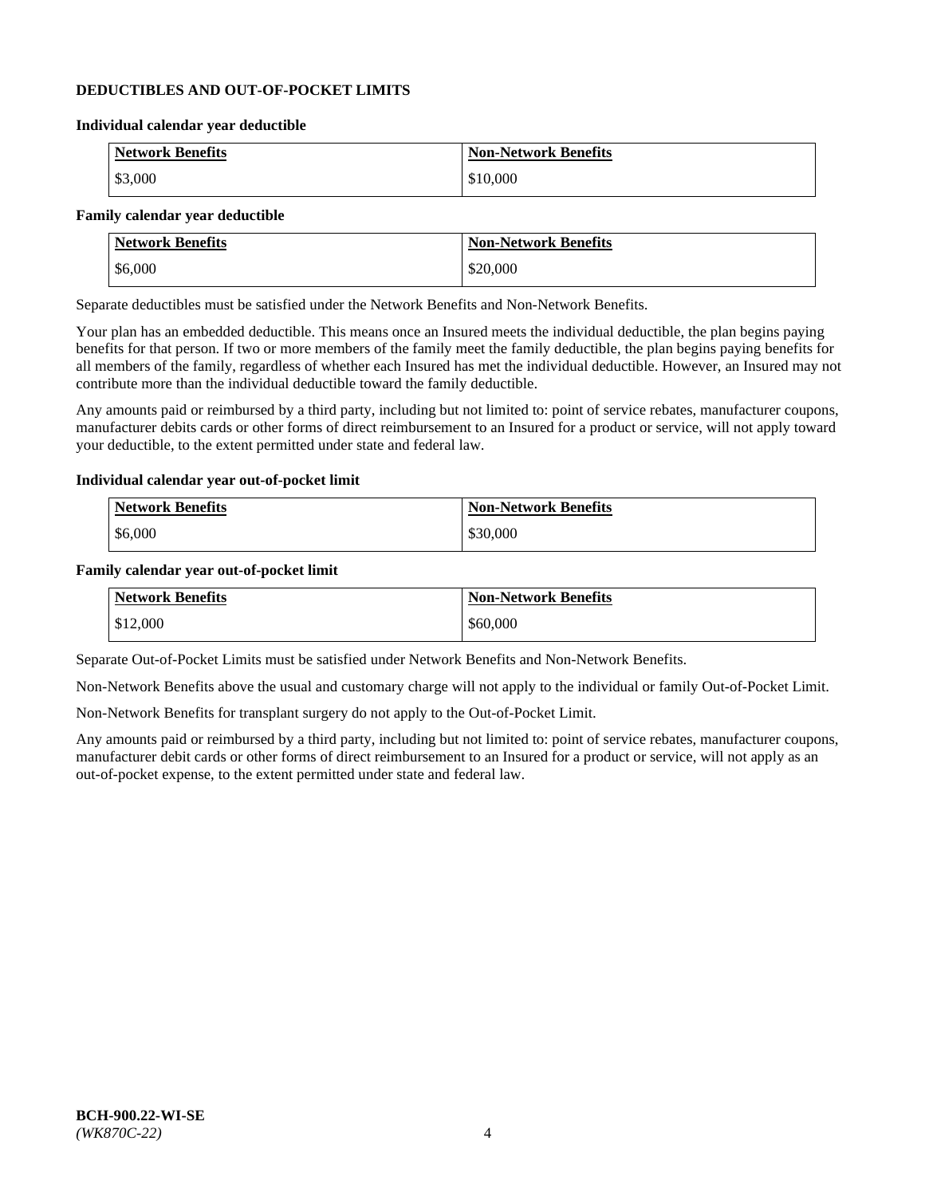**DEDUCTIBLES AND OUT-OF-POCKET LIMITS**

**Individual calendar year deductible**

| Network Benefits | Non-Network Benefits |
|---|---|
| $3,000 | $10,000 |

**Family calendar year deductible**

| Network Benefits | Non-Network Benefits |
|---|---|
| $6,000 | $20,000 |

Separate deductibles must be satisfied under the Network Benefits and Non-Network Benefits.

Your plan has an embedded deductible. This means once an Insured meets the individual deductible, the plan begins paying benefits for that person. If two or more members of the family meet the family deductible, the plan begins paying benefits for all members of the family, regardless of whether each Insured has met the individual deductible. However, an Insured may not contribute more than the individual deductible toward the family deductible.

Any amounts paid or reimbursed by a third party, including but not limited to: point of service rebates, manufacturer coupons, manufacturer debits cards or other forms of direct reimbursement to an Insured for a product or service, will not apply toward your deductible, to the extent permitted under state and federal law.

**Individual calendar year out-of-pocket limit**

| Network Benefits | Non-Network Benefits |
|---|---|
| $6,000 | $30,000 |

**Family calendar year out-of-pocket limit**

| Network Benefits | Non-Network Benefits |
|---|---|
| $12,000 | $60,000 |

Separate Out-of-Pocket Limits must be satisfied under Network Benefits and Non-Network Benefits.

Non-Network Benefits above the usual and customary charge will not apply to the individual or family Out-of-Pocket Limit.

Non-Network Benefits for transplant surgery do not apply to the Out-of-Pocket Limit.

Any amounts paid or reimbursed by a third party, including but not limited to: point of service rebates, manufacturer coupons, manufacturer debit cards or other forms of direct reimbursement to an Insured for a product or service, will not apply as an out-of-pocket expense, to the extent permitted under state and federal law.

**BCH-900.22-WI-SE**
*(WK870C-22)*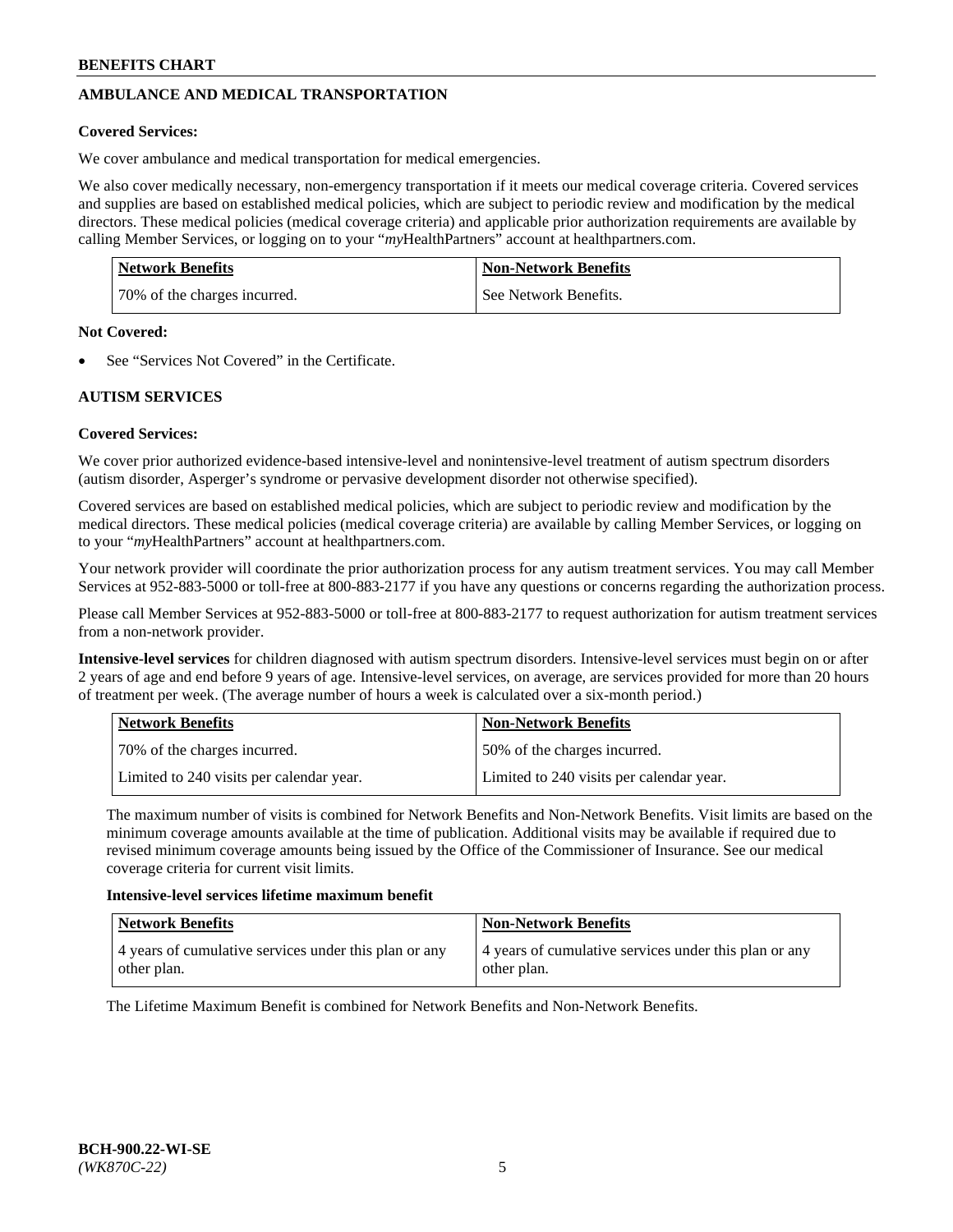## AMBULANCE AND MEDICAL TRANSPORTATION

**Covered Services:**

We cover ambulance and medical transportation for medical emergencies.

We also cover medically necessary, non-emergency transportation if it meets our medical coverage criteria. Covered services and supplies are based on established medical policies, which are subject to periodic review and modification by the medical directors. These medical policies (medical coverage criteria) and applicable prior authorization requirements are available by calling Member Services, or logging on to your "*my*HealthPartners" account at healthpartners.com.

| Network Benefits | Non-Network Benefits |
|---|---|
| 70% of the charges incurred. | See Network Benefits. |

**Not Covered:**

- See "Services Not Covered" in the Certificate.

## AUTISM SERVICES

**Covered Services:**

We cover prior authorized evidence-based intensive-level and nonintensive-level treatment of autism spectrum disorders (autism disorder, Asperger's syndrome or pervasive development disorder not otherwise specified).

Covered services are based on established medical policies, which are subject to periodic review and modification by the medical directors. These medical policies (medical coverage criteria) are available by calling Member Services, or logging on to your "*my*HealthPartners" account at healthpartners.com.

Your network provider will coordinate the prior authorization process for any autism treatment services. You may call Member Services at 952-883-5000 or toll-free at 800-883-2177 if you have any questions or concerns regarding the authorization process.

Please call Member Services at 952-883-5000 or toll-free at 800-883-2177 to request authorization for autism treatment services from a non-network provider.

**Intensive-level services** for children diagnosed with autism spectrum disorders. Intensive-level services must begin on or after 2 years of age and end before 9 years of age. Intensive-level services, on average, are services provided for more than 20 hours of treatment per week. (The average number of hours a week is calculated over a six-month period.)

| Network Benefits | Non-Network Benefits |
|---|---|
| 70% of the charges incurred. | 50% of the charges incurred. |
| Limited to 240 visits per calendar year. | Limited to 240 visits per calendar year. |

The maximum number of visits is combined for Network Benefits and Non-Network Benefits. Visit limits are based on the minimum coverage amounts available at the time of publication. Additional visits may be available if required due to revised minimum coverage amounts being issued by the Office of the Commissioner of Insurance. See our medical coverage criteria for current visit limits.

**Intensive-level services lifetime maximum benefit**

| Network Benefits | Non-Network Benefits |
|---|---|
| 4 years of cumulative services under this plan or any other plan. | 4 years of cumulative services under this plan or any other plan. |

The Lifetime Maximum Benefit is combined for Network Benefits and Non-Network Benefits.

BCH-900.22-WI-SE
*(WK870C-22)*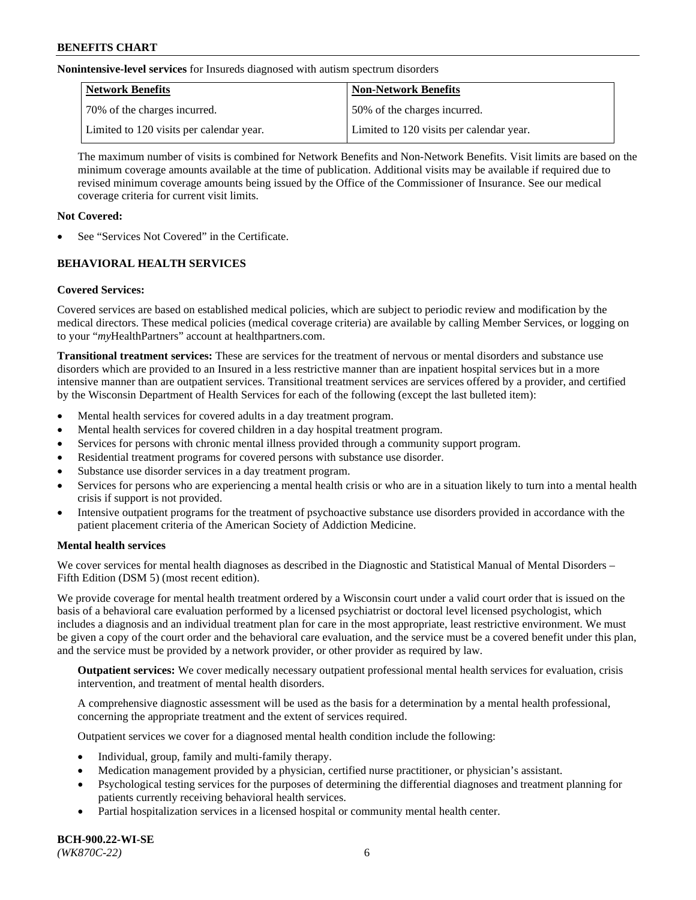**Nonintensive-level services** for Insureds diagnosed with autism spectrum disorders

| Network Benefits | Non-Network Benefits |
|---|---|
| 70% of the charges incurred. | 50% of the charges incurred. |
| Limited to 120 visits per calendar year. | Limited to 120 visits per calendar year. |

The maximum number of visits is combined for Network Benefits and Non-Network Benefits. Visit limits are based on the minimum coverage amounts available at the time of publication. Additional visits may be available if required due to revised minimum coverage amounts being issued by the Office of the Commissioner of Insurance. See our medical coverage criteria for current visit limits.

**Not Covered:**

- See "Services Not Covered" in the Certificate.

## BEHAVIORAL HEALTH SERVICES

**Covered Services:**

Covered services are based on established medical policies, which are subject to periodic review and modification by the medical directors. These medical policies (medical coverage criteria) are available by calling Member Services, or logging on to your "*my*HealthPartners" account at healthpartners.com.

**Transitional treatment services:** These are services for the treatment of nervous or mental disorders and substance use disorders which are provided to an Insured in a less restrictive manner than are inpatient hospital services but in a more intensive manner than are outpatient services. Transitional treatment services are services offered by a provider, and certified by the Wisconsin Department of Health Services for each of the following (except the last bulleted item):

- Mental health services for covered adults in a day treatment program.
- Mental health services for covered children in a day hospital treatment program.
- Services for persons with chronic mental illness provided through a community support program.
- Residential treatment programs for covered persons with substance use disorder.
- Substance use disorder services in a day treatment program.
- Services for persons who are experiencing a mental health crisis or who are in a situation likely to turn into a mental health crisis if support is not provided.
- Intensive outpatient programs for the treatment of psychoactive substance use disorders provided in accordance with the patient placement criteria of the American Society of Addiction Medicine.

**Mental health services**

We cover services for mental health diagnoses as described in the Diagnostic and Statistical Manual of Mental Disorders – Fifth Edition (DSM 5) (most recent edition).

We provide coverage for mental health treatment ordered by a Wisconsin court under a valid court order that is issued on the basis of a behavioral care evaluation performed by a licensed psychiatrist or doctoral level licensed psychologist, which includes a diagnosis and an individual treatment plan for care in the most appropriate, least restrictive environment. We must be given a copy of the court order and the behavioral care evaluation, and the service must be a covered benefit under this plan, and the service must be provided by a network provider, or other provider as required by law.

**Outpatient services:** We cover medically necessary outpatient professional mental health services for evaluation, crisis intervention, and treatment of mental health disorders.

A comprehensive diagnostic assessment will be used as the basis for a determination by a mental health professional, concerning the appropriate treatment and the extent of services required.

Outpatient services we cover for a diagnosed mental health condition include the following:

- Individual, group, family and multi-family therapy.
- Medication management provided by a physician, certified nurse practitioner, or physician's assistant.
- Psychological testing services for the purposes of determining the differential diagnoses and treatment planning for patients currently receiving behavioral health services.
- Partial hospitalization services in a licensed hospital or community mental health center.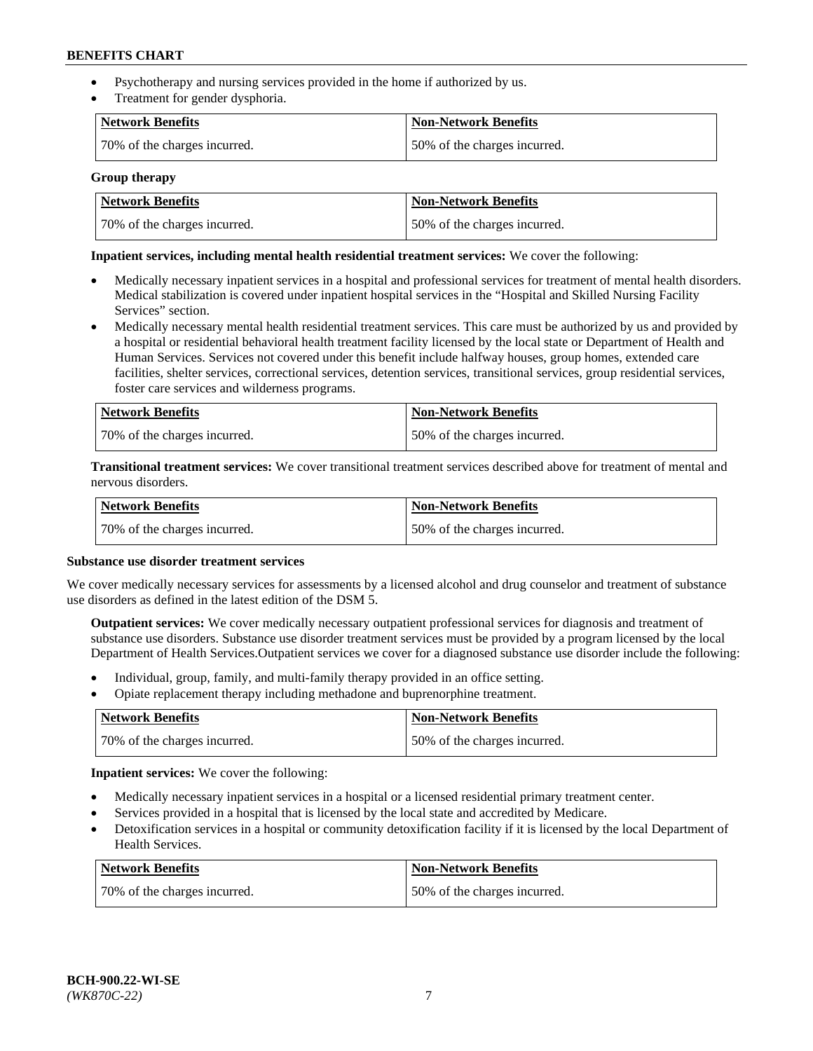- Psychotherapy and nursing services provided in the home if authorized by us.
- Treatment for gender dysphoria.

| Network Benefits | Non-Network Benefits |
|---|---|
| 70% of the charges incurred. | 50% of the charges incurred. |

**Group therapy**

| Network Benefits | Non-Network Benefits |
|---|---|
| 70% of the charges incurred. | 50% of the charges incurred. |

**Inpatient services, including mental health residential treatment services:** We cover the following:

- Medically necessary inpatient services in a hospital and professional services for treatment of mental health disorders. Medical stabilization is covered under inpatient hospital services in the "Hospital and Skilled Nursing Facility Services" section.
- Medically necessary mental health residential treatment services. This care must be authorized by us and provided by a hospital or residential behavioral health treatment facility licensed by the local state or Department of Health and Human Services. Services not covered under this benefit include halfway houses, group homes, extended care facilities, shelter services, correctional services, detention services, transitional services, group residential services, foster care services and wilderness programs.

| Network Benefits | Non-Network Benefits |
|---|---|
| 70% of the charges incurred. | 50% of the charges incurred. |

**Transitional treatment services:** We cover transitional treatment services described above for treatment of mental and nervous disorders.

| Network Benefits | Non-Network Benefits |
|---|---|
| 70% of the charges incurred. | 50% of the charges incurred. |

**Substance use disorder treatment services**

We cover medically necessary services for assessments by a licensed alcohol and drug counselor and treatment of substance use disorders as defined in the latest edition of the DSM 5.

**Outpatient services:** We cover medically necessary outpatient professional services for diagnosis and treatment of substance use disorders. Substance use disorder treatment services must be provided by a program licensed by the local Department of Health Services.Outpatient services we cover for a diagnosed substance use disorder include the following:

- Individual, group, family, and multi-family therapy provided in an office setting.
- Opiate replacement therapy including methadone and buprenorphine treatment.

| Network Benefits | Non-Network Benefits |
|---|---|
| 70% of the charges incurred. | 50% of the charges incurred. |

**Inpatient services:** We cover the following:

- Medically necessary inpatient services in a hospital or a licensed residential primary treatment center.
- Services provided in a hospital that is licensed by the local state and accredited by Medicare.
- Detoxification services in a hospital or community detoxification facility if it is licensed by the local Department of Health Services.

| Network Benefits | Non-Network Benefits |
|---|---|
| 70% of the charges incurred. | 50% of the charges incurred. |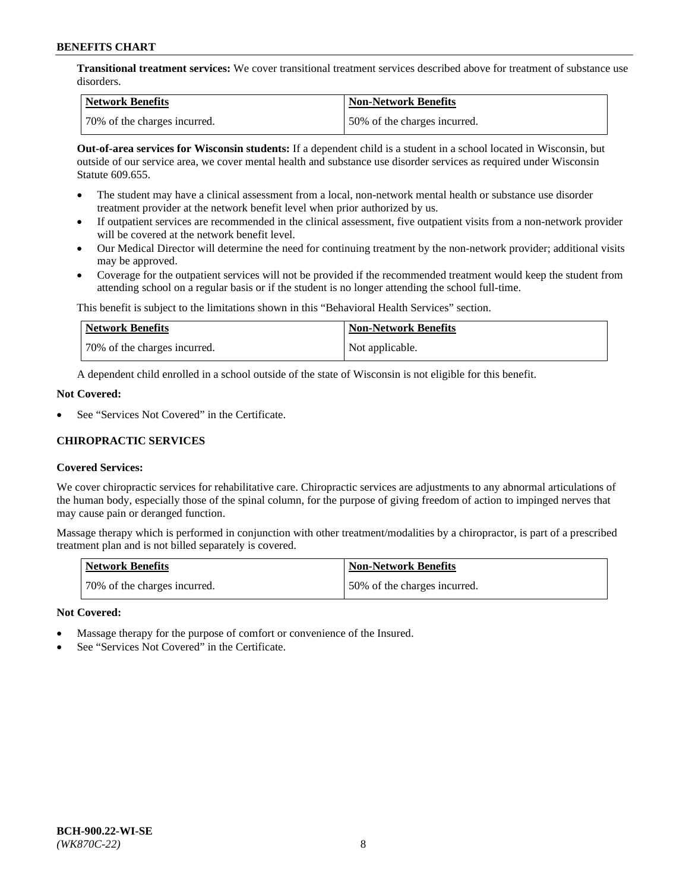**Transitional treatment services:** We cover transitional treatment services described above for treatment of substance use disorders.

| Network Benefits | Non-Network Benefits |
|---|---|
| 70% of the charges incurred. | 50% of the charges incurred. |

**Out-of-area services for Wisconsin students:** If a dependent child is a student in a school located in Wisconsin, but outside of our service area, we cover mental health and substance use disorder services as required under Wisconsin Statute 609.655.

- The student may have a clinical assessment from a local, non-network mental health or substance use disorder treatment provider at the network benefit level when prior authorized by us.
- If outpatient services are recommended in the clinical assessment, five outpatient visits from a non-network provider will be covered at the network benefit level.
- Our Medical Director will determine the need for continuing treatment by the non-network provider; additional visits may be approved.
- Coverage for the outpatient services will not be provided if the recommended treatment would keep the student from attending school on a regular basis or if the student is no longer attending the school full-time.

This benefit is subject to the limitations shown in this "Behavioral Health Services" section.

| Network Benefits | Non-Network Benefits |
|---|---|
| 70% of the charges incurred. | Not applicable. |

A dependent child enrolled in a school outside of the state of Wisconsin is not eligible for this benefit.

**Not Covered:**

- See "Services Not Covered" in the Certificate.

## CHIROPRACTIC SERVICES

**Covered Services:**

We cover chiropractic services for rehabilitative care. Chiropractic services are adjustments to any abnormal articulations of the human body, especially those of the spinal column, for the purpose of giving freedom of action to impinged nerves that may cause pain or deranged function.

Massage therapy which is performed in conjunction with other treatment/modalities by a chiropractor, is part of a prescribed treatment plan and is not billed separately is covered.

| Network Benefits | Non-Network Benefits |
|---|---|
| 70% of the charges incurred. | 50% of the charges incurred. |

**Not Covered:**

- Massage therapy for the purpose of comfort or convenience of the Insured.
- See "Services Not Covered" in the Certificate.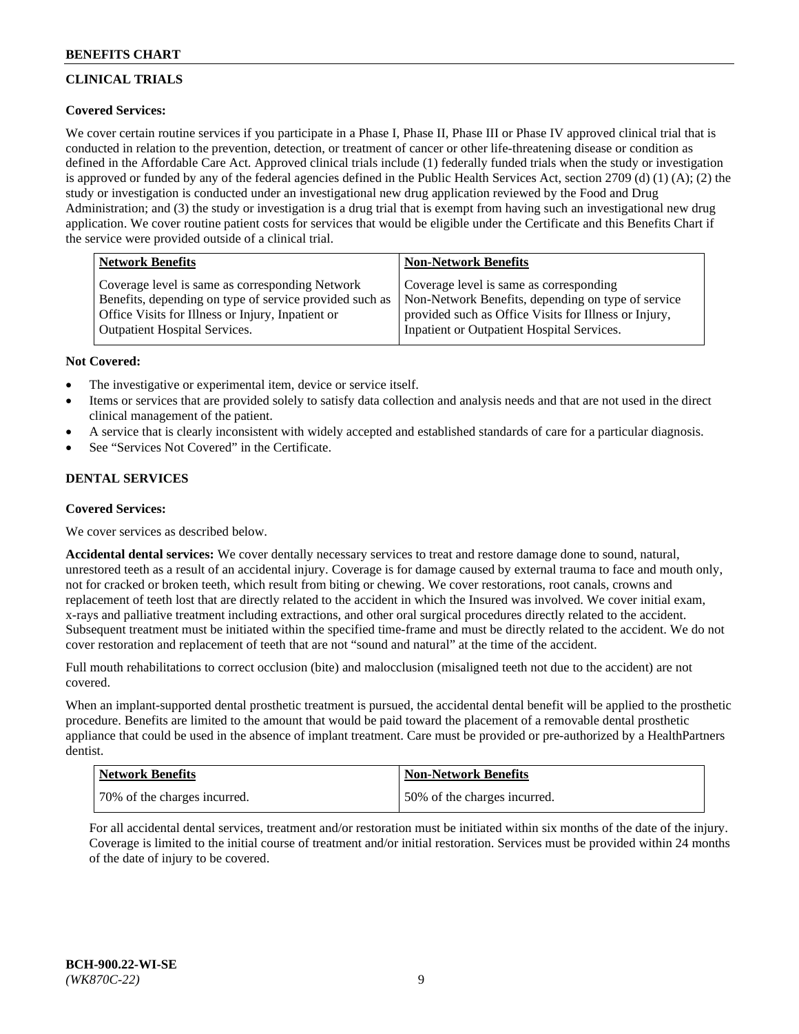## CLINICAL TRIALS

**Covered Services:**

We cover certain routine services if you participate in a Phase I, Phase II, Phase III or Phase IV approved clinical trial that is conducted in relation to the prevention, detection, or treatment of cancer or other life-threatening disease or condition as defined in the Affordable Care Act. Approved clinical trials include (1) federally funded trials when the study or investigation is approved or funded by any of the federal agencies defined in the Public Health Services Act, section 2709 (d) (1) (A); (2) the study or investigation is conducted under an investigational new drug application reviewed by the Food and Drug Administration; and (3) the study or investigation is a drug trial that is exempt from having such an investigational new drug application. We cover routine patient costs for services that would be eligible under the Certificate and this Benefits Chart if the service were provided outside of a clinical trial.

| Network Benefits | Non-Network Benefits |
|---|---|
| Coverage level is same as corresponding Network Benefits, depending on type of service provided such as Office Visits for Illness or Injury, Inpatient or Outpatient Hospital Services. | Coverage level is same as corresponding Non-Network Benefits, depending on type of service provided such as Office Visits for Illness or Injury, Inpatient or Outpatient Hospital Services. |

**Not Covered:**

- The investigative or experimental item, device or service itself.
- Items or services that are provided solely to satisfy data collection and analysis needs and that are not used in the direct clinical management of the patient.
- A service that is clearly inconsistent with widely accepted and established standards of care for a particular diagnosis.
- See "Services Not Covered" in the Certificate.

## DENTAL SERVICES

**Covered Services:**

We cover services as described below.

**Accidental dental services:** We cover dentally necessary services to treat and restore damage done to sound, natural, unrestored teeth as a result of an accidental injury. Coverage is for damage caused by external trauma to face and mouth only, not for cracked or broken teeth, which result from biting or chewing. We cover restorations, root canals, crowns and replacement of teeth lost that are directly related to the accident in which the Insured was involved. We cover initial exam, x-rays and palliative treatment including extractions, and other oral surgical procedures directly related to the accident. Subsequent treatment must be initiated within the specified time-frame and must be directly related to the accident. We do not cover restoration and replacement of teeth that are not "sound and natural" at the time of the accident.

Full mouth rehabilitations to correct occlusion (bite) and malocclusion (misaligned teeth not due to the accident) are not covered.

When an implant-supported dental prosthetic treatment is pursued, the accidental dental benefit will be applied to the prosthetic procedure. Benefits are limited to the amount that would be paid toward the placement of a removable dental prosthetic appliance that could be used in the absence of implant treatment. Care must be provided or pre-authorized by a HealthPartners dentist.

| Network Benefits | Non-Network Benefits |
|---|---|
| 70% of the charges incurred. | 50% of the charges incurred. |

For all accidental dental services, treatment and/or restoration must be initiated within six months of the date of the injury. Coverage is limited to the initial course of treatment and/or initial restoration. Services must be provided within 24 months of the date of injury to be covered.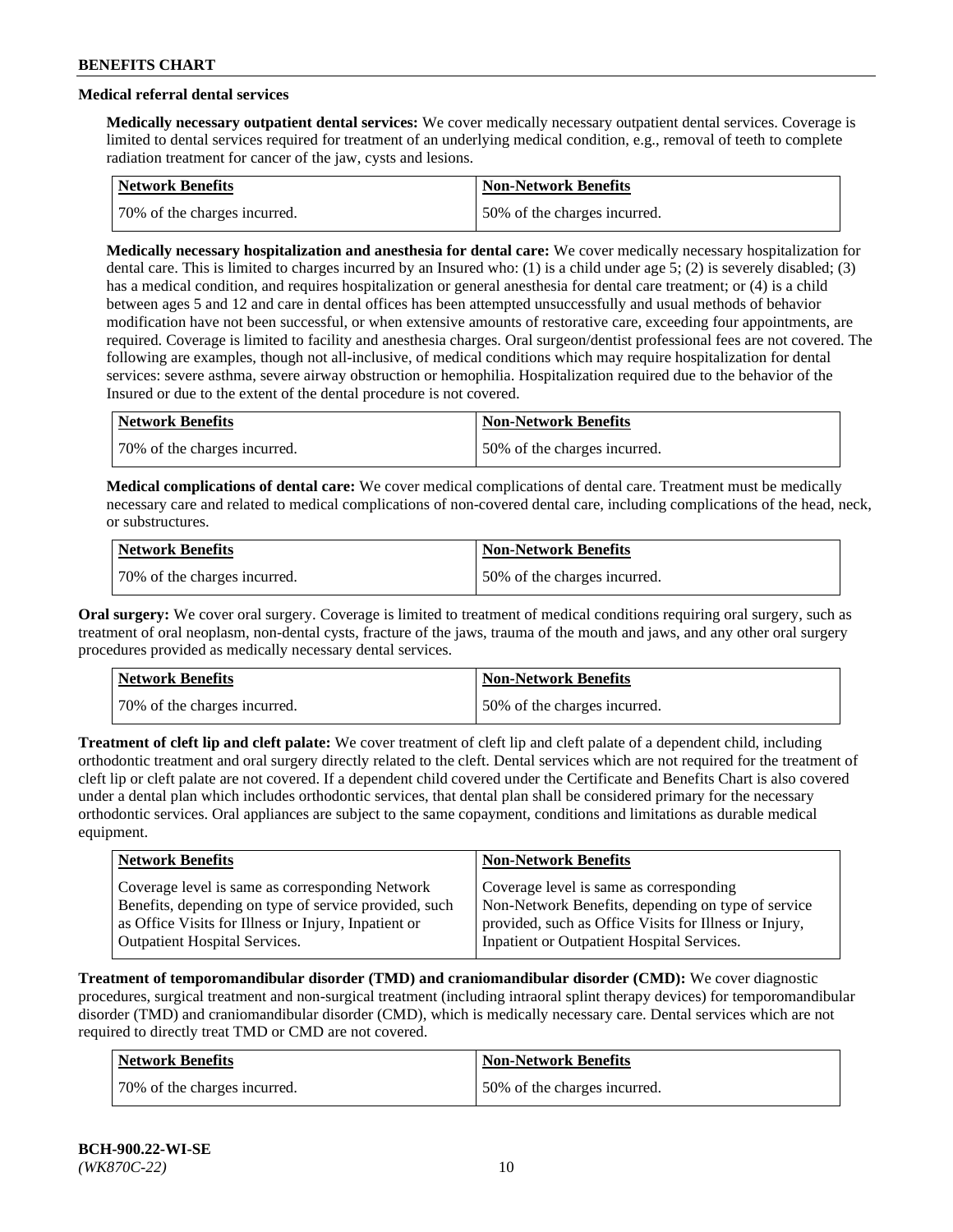## Medical referral dental services

**Medically necessary outpatient dental services:** We cover medically necessary outpatient dental services. Coverage is limited to dental services required for treatment of an underlying medical condition, e.g., removal of teeth to complete radiation treatment for cancer of the jaw, cysts and lesions.

| Network Benefits | Non-Network Benefits |
|---|---|
| 70% of the charges incurred. | 50% of the charges incurred. |

**Medically necessary hospitalization and anesthesia for dental care:** We cover medically necessary hospitalization for dental care. This is limited to charges incurred by an Insured who: (1) is a child under age 5; (2) is severely disabled; (3) has a medical condition, and requires hospitalization or general anesthesia for dental care treatment; or (4) is a child between ages 5 and 12 and care in dental offices has been attempted unsuccessfully and usual methods of behavior modification have not been successful, or when extensive amounts of restorative care, exceeding four appointments, are required. Coverage is limited to facility and anesthesia charges. Oral surgeon/dentist professional fees are not covered. The following are examples, though not all-inclusive, of medical conditions which may require hospitalization for dental services: severe asthma, severe airway obstruction or hemophilia. Hospitalization required due to the behavior of the Insured or due to the extent of the dental procedure is not covered.

| Network Benefits | Non-Network Benefits |
|---|---|
| 70% of the charges incurred. | 50% of the charges incurred. |

**Medical complications of dental care:** We cover medical complications of dental care. Treatment must be medically necessary care and related to medical complications of non-covered dental care, including complications of the head, neck, or substructures.

| Network Benefits | Non-Network Benefits |
|---|---|
| 70% of the charges incurred. | 50% of the charges incurred. |

**Oral surgery:** We cover oral surgery. Coverage is limited to treatment of medical conditions requiring oral surgery, such as treatment of oral neoplasm, non-dental cysts, fracture of the jaws, trauma of the mouth and jaws, and any other oral surgery procedures provided as medically necessary dental services.

| Network Benefits | Non-Network Benefits |
|---|---|
| 70% of the charges incurred. | 50% of the charges incurred. |

**Treatment of cleft lip and cleft palate:** We cover treatment of cleft lip and cleft palate of a dependent child, including orthodontic treatment and oral surgery directly related to the cleft. Dental services which are not required for the treatment of cleft lip or cleft palate are not covered. If a dependent child covered under the Certificate and Benefits Chart is also covered under a dental plan which includes orthodontic services, that dental plan shall be considered primary for the necessary orthodontic services. Oral appliances are subject to the same copayment, conditions and limitations as durable medical equipment.

| Network Benefits | Non-Network Benefits |
|---|---|
| Coverage level is same as corresponding Network Benefits, depending on type of service provided, such as Office Visits for Illness or Injury, Inpatient or Outpatient Hospital Services. | Coverage level is same as corresponding Non-Network Benefits, depending on type of service provided, such as Office Visits for Illness or Injury, Inpatient or Outpatient Hospital Services. |

**Treatment of temporomandibular disorder (TMD) and craniomandibular disorder (CMD):** We cover diagnostic procedures, surgical treatment and non-surgical treatment (including intraoral splint therapy devices) for temporomandibular disorder (TMD) and craniomandibular disorder (CMD), which is medically necessary care. Dental services which are not required to directly treat TMD or CMD are not covered.

| Network Benefits | Non-Network Benefits |
|---|---|
| 70% of the charges incurred. | 50% of the charges incurred. |

BCH-900.22-WI-SE
*(WK870C-22)*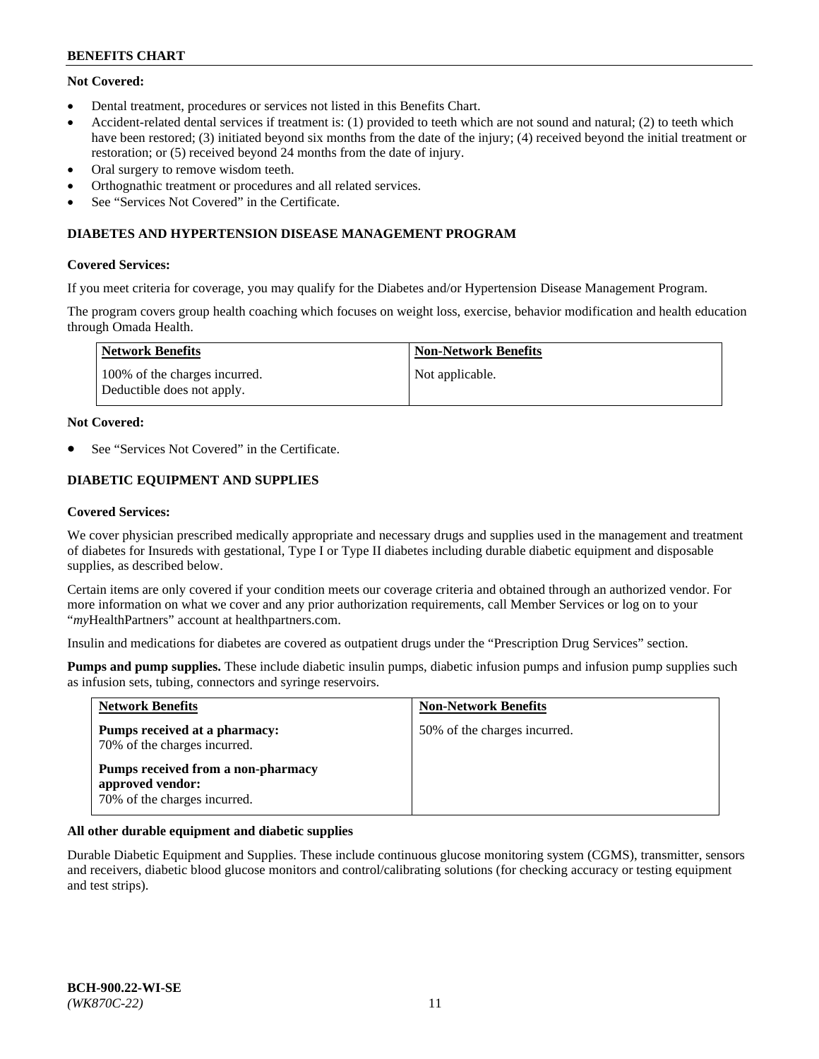**Not Covered:**

- Dental treatment, procedures or services not listed in this Benefits Chart.
- Accident-related dental services if treatment is: (1) provided to teeth which are not sound and natural; (2) to teeth which have been restored; (3) initiated beyond six months from the date of the injury; (4) received beyond the initial treatment or restoration; or (5) received beyond 24 months from the date of injury.
- Oral surgery to remove wisdom teeth.
- Orthognathic treatment or procedures and all related services.
- See "Services Not Covered" in the Certificate.

## DIABETES AND HYPERTENSION DISEASE MANAGEMENT PROGRAM

**Covered Services:**

If you meet criteria for coverage, you may qualify for the Diabetes and/or Hypertension Disease Management Program.

The program covers group health coaching which focuses on weight loss, exercise, behavior modification and health education through Omada Health.

| Network Benefits | Non-Network Benefits |
| --- | --- |
| 100% of the charges incurred. Deductible does not apply. | Not applicable. |

**Not Covered:**

- See "Services Not Covered" in the Certificate.

## DIABETIC EQUIPMENT AND SUPPLIES

**Covered Services:**

We cover physician prescribed medically appropriate and necessary drugs and supplies used in the management and treatment of diabetes for Insureds with gestational, Type I or Type II diabetes including durable diabetic equipment and disposable supplies, as described below.

Certain items are only covered if your condition meets our coverage criteria and obtained through an authorized vendor. For more information on what we cover and any prior authorization requirements, call Member Services or log on to your "*my*HealthPartners" account at healthpartners.com.

Insulin and medications for diabetes are covered as outpatient drugs under the "Prescription Drug Services" section.

**Pumps and pump supplies.** These include diabetic insulin pumps, diabetic infusion pumps and infusion pump supplies such as infusion sets, tubing, connectors and syringe reservoirs.

| Network Benefits | Non-Network Benefits |
| --- | --- |
| **Pumps received at a pharmacy:** 70% of the charges incurred.<br>**Pumps received from a non-pharmacy approved vendor:** 70% of the charges incurred. | 50% of the charges incurred. |

**All other durable equipment and diabetic supplies**

Durable Diabetic Equipment and Supplies. These include continuous glucose monitoring system (CGMS), transmitter, sensors and receivers, diabetic blood glucose monitors and control/calibrating solutions (for checking accuracy or testing equipment and test strips).

BCH-900.22-WI-SE
*(WK870C-22)*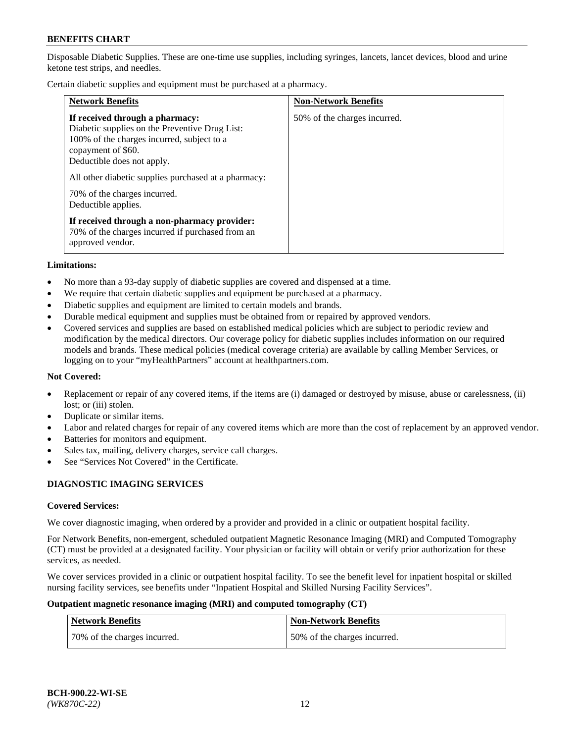Disposable Diabetic Supplies. These are one-time use supplies, including syringes, lancets, lancet devices, blood and urine ketone test strips, and needles.

Certain diabetic supplies and equipment must be purchased at a pharmacy.

| Network Benefits | Non-Network Benefits |
|---|---|
| **If received through a pharmacy:** Diabetic supplies on the Preventive Drug List: 100% of the charges incurred, subject to a copayment of $60. Deductible does not apply.<br><br>All other diabetic supplies purchased at a pharmacy:<br><br>70% of the charges incurred. Deductible applies.<br><br>**If received through a non-pharmacy provider:** 70% of the charges incurred if purchased from an approved vendor. | 50% of the charges incurred. |

**Limitations:**

- No more than a 93-day supply of diabetic supplies are covered and dispensed at a time.
- We require that certain diabetic supplies and equipment be purchased at a pharmacy.
- Diabetic supplies and equipment are limited to certain models and brands.
- Durable medical equipment and supplies must be obtained from or repaired by approved vendors.
- Covered services and supplies are based on established medical policies which are subject to periodic review and modification by the medical directors. Our coverage policy for diabetic supplies includes information on our required models and brands. These medical policies (medical coverage criteria) are available by calling Member Services, or logging on to your "myHealthPartners" account at healthpartners.com.

**Not Covered:**

- Replacement or repair of any covered items, if the items are (i) damaged or destroyed by misuse, abuse or carelessness, (ii) lost; or (iii) stolen.
- Duplicate or similar items.
- Labor and related charges for repair of any covered items which are more than the cost of replacement by an approved vendor.
- Batteries for monitors and equipment.
- Sales tax, mailing, delivery charges, service call charges.
- See "Services Not Covered" in the Certificate.

## DIAGNOSTIC IMAGING SERVICES

**Covered Services:**

We cover diagnostic imaging, when ordered by a provider and provided in a clinic or outpatient hospital facility.

For Network Benefits, non-emergent, scheduled outpatient Magnetic Resonance Imaging (MRI) and Computed Tomography (CT) must be provided at a designated facility. Your physician or facility will obtain or verify prior authorization for these services, as needed.

We cover services provided in a clinic or outpatient hospital facility. To see the benefit level for inpatient hospital or skilled nursing facility services, see benefits under "Inpatient Hospital and Skilled Nursing Facility Services".

**Outpatient magnetic resonance imaging (MRI) and computed tomography (CT)**

| Network Benefits | Non-Network Benefits |
|---|---|
| 70% of the charges incurred. | 50% of the charges incurred. |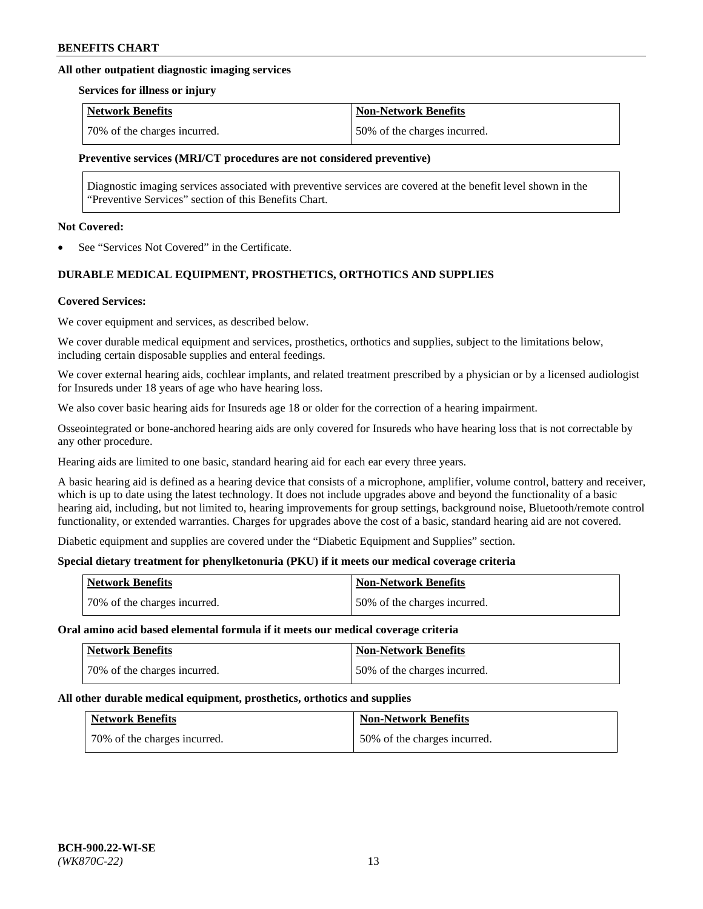**All other outpatient diagnostic imaging services**

**Services for illness or injury**

| Network Benefits | Non-Network Benefits |
| --- | --- |
| 70% of the charges incurred. | 50% of the charges incurred. |

**Preventive services (MRI/CT procedures are not considered preventive)**

Diagnostic imaging services associated with preventive services are covered at the benefit level shown in the "Preventive Services" section of this Benefits Chart.

**Not Covered:**

- See "Services Not Covered" in the Certificate.

## DURABLE MEDICAL EQUIPMENT, PROSTHETICS, ORTHOTICS AND SUPPLIES

**Covered Services:**

We cover equipment and services, as described below.

We cover durable medical equipment and services, prosthetics, orthotics and supplies, subject to the limitations below, including certain disposable supplies and enteral feedings.

We cover external hearing aids, cochlear implants, and related treatment prescribed by a physician or by a licensed audiologist for Insureds under 18 years of age who have hearing loss.

We also cover basic hearing aids for Insureds age 18 or older for the correction of a hearing impairment.

Osseointegrated or bone-anchored hearing aids are only covered for Insureds who have hearing loss that is not correctable by any other procedure.

Hearing aids are limited to one basic, standard hearing aid for each ear every three years.

A basic hearing aid is defined as a hearing device that consists of a microphone, amplifier, volume control, battery and receiver, which is up to date using the latest technology. It does not include upgrades above and beyond the functionality of a basic hearing aid, including, but not limited to, hearing improvements for group settings, background noise, Bluetooth/remote control functionality, or extended warranties. Charges for upgrades above the cost of a basic, standard hearing aid are not covered.

Diabetic equipment and supplies are covered under the "Diabetic Equipment and Supplies" section.

**Special dietary treatment for phenylketonuria (PKU) if it meets our medical coverage criteria**

| Network Benefits | Non-Network Benefits |
| --- | --- |
| 70% of the charges incurred. | 50% of the charges incurred. |

**Oral amino acid based elemental formula if it meets our medical coverage criteria**

| Network Benefits | Non-Network Benefits |
| --- | --- |
| 70% of the charges incurred. | 50% of the charges incurred. |

**All other durable medical equipment, prosthetics, orthotics and supplies**

| Network Benefits | Non-Network Benefits |
| --- | --- |
| 70% of the charges incurred. | 50% of the charges incurred. |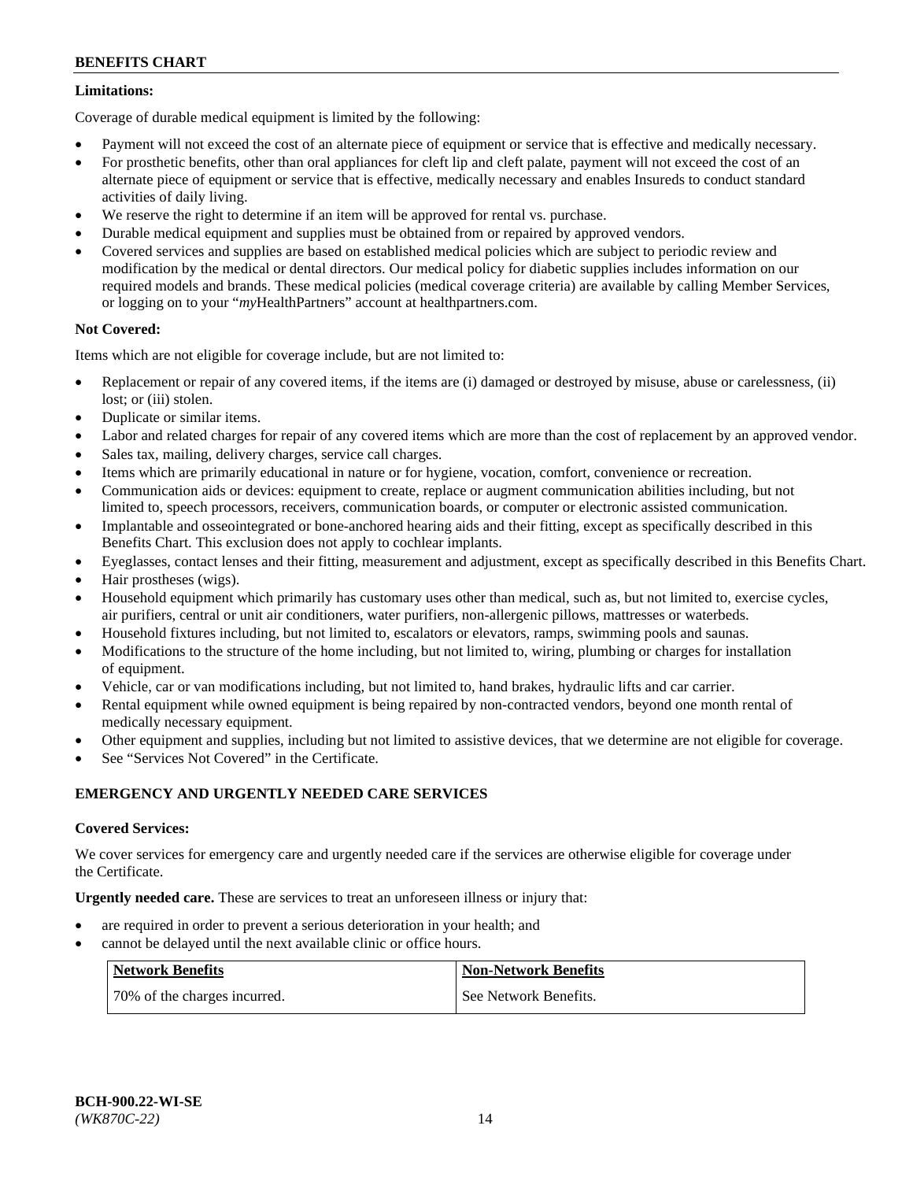**Limitations:**

Coverage of durable medical equipment is limited by the following:

- Payment will not exceed the cost of an alternate piece of equipment or service that is effective and medically necessary.
- For prosthetic benefits, other than oral appliances for cleft lip and cleft palate, payment will not exceed the cost of an alternate piece of equipment or service that is effective, medically necessary and enables Insureds to conduct standard activities of daily living.
- We reserve the right to determine if an item will be approved for rental vs. purchase.
- Durable medical equipment and supplies must be obtained from or repaired by approved vendors.
- Covered services and supplies are based on established medical policies which are subject to periodic review and modification by the medical or dental directors. Our medical policy for diabetic supplies includes information on our required models and brands. These medical policies (medical coverage criteria) are available by calling Member Services, or logging on to your "*my*HealthPartners" account at healthpartners.com.

**Not Covered:**

Items which are not eligible for coverage include, but are not limited to:

- Replacement or repair of any covered items, if the items are (i) damaged or destroyed by misuse, abuse or carelessness, (ii) lost; or (iii) stolen.
- Duplicate or similar items.
- Labor and related charges for repair of any covered items which are more than the cost of replacement by an approved vendor.
- Sales tax, mailing, delivery charges, service call charges.
- Items which are primarily educational in nature or for hygiene, vocation, comfort, convenience or recreation.
- Communication aids or devices: equipment to create, replace or augment communication abilities including, but not limited to, speech processors, receivers, communication boards, or computer or electronic assisted communication.
- Implantable and osseointegrated or bone-anchored hearing aids and their fitting, except as specifically described in this Benefits Chart. This exclusion does not apply to cochlear implants.
- Eyeglasses, contact lenses and their fitting, measurement and adjustment, except as specifically described in this Benefits Chart.
- Hair prostheses (wigs).
- Household equipment which primarily has customary uses other than medical, such as, but not limited to, exercise cycles, air purifiers, central or unit air conditioners, water purifiers, non-allergenic pillows, mattresses or waterbeds.
- Household fixtures including, but not limited to, escalators or elevators, ramps, swimming pools and saunas.
- Modifications to the structure of the home including, but not limited to, wiring, plumbing or charges for installation of equipment.
- Vehicle, car or van modifications including, but not limited to, hand brakes, hydraulic lifts and car carrier.
- Rental equipment while owned equipment is being repaired by non-contracted vendors, beyond one month rental of medically necessary equipment.
- Other equipment and supplies, including but not limited to assistive devices, that we determine are not eligible for coverage.
- See "Services Not Covered" in the Certificate.

## EMERGENCY AND URGENTLY NEEDED CARE SERVICES

**Covered Services:**

We cover services for emergency care and urgently needed care if the services are otherwise eligible for coverage under the Certificate.

**Urgently needed care.** These are services to treat an unforeseen illness or injury that:

- are required in order to prevent a serious deterioration in your health; and
- cannot be delayed until the next available clinic or office hours.

| Network Benefits | Non-Network Benefits |
| --- | --- |
| 70% of the charges incurred. | See Network Benefits. |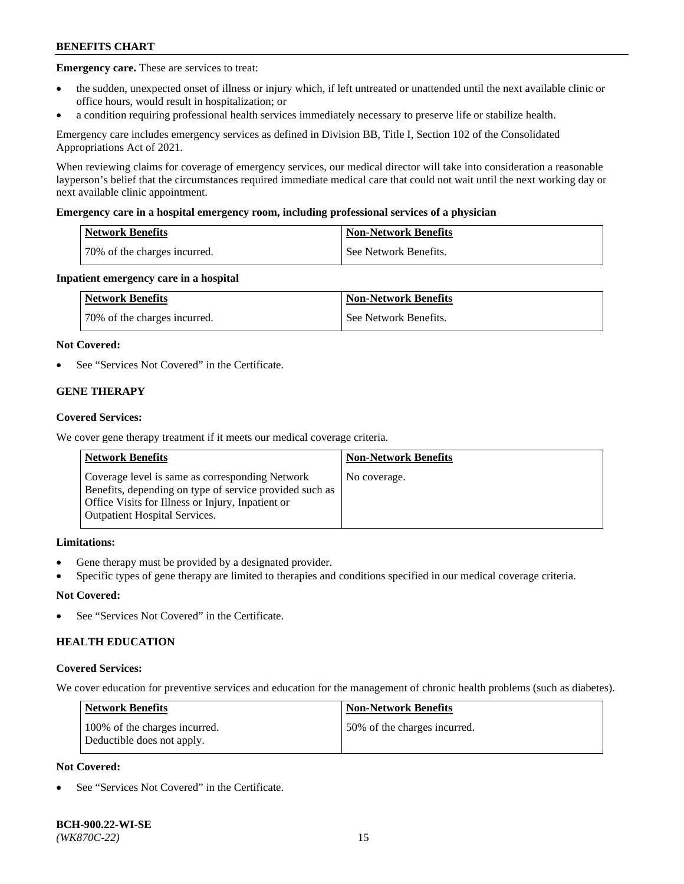**Emergency care.** These are services to treat:

- the sudden, unexpected onset of illness or injury which, if left untreated or unattended until the next available clinic or office hours, would result in hospitalization; or
- a condition requiring professional health services immediately necessary to preserve life or stabilize health.

Emergency care includes emergency services as defined in Division BB, Title I, Section 102 of the Consolidated Appropriations Act of 2021.

When reviewing claims for coverage of emergency services, our medical director will take into consideration a reasonable layperson's belief that the circumstances required immediate medical care that could not wait until the next working day or next available clinic appointment.

**Emergency care in a hospital emergency room, including professional services of a physician**

| Network Benefits | Non-Network Benefits |
| --- | --- |
| 70% of the charges incurred. | See Network Benefits. |

**Inpatient emergency care in a hospital**

| Network Benefits | Non-Network Benefits |
| --- | --- |
| 70% of the charges incurred. | See Network Benefits. |

**Not Covered:**

- See "Services Not Covered" in the Certificate.

## GENE THERAPY

**Covered Services:**

We cover gene therapy treatment if it meets our medical coverage criteria.

| Network Benefits | Non-Network Benefits |
| --- | --- |
| Coverage level is same as corresponding Network Benefits, depending on type of service provided such as Office Visits for Illness or Injury, Inpatient or Outpatient Hospital Services. | No coverage. |

**Limitations:**

- Gene therapy must be provided by a designated provider.
- Specific types of gene therapy are limited to therapies and conditions specified in our medical coverage criteria.

**Not Covered:**

- See "Services Not Covered" in the Certificate.

## HEALTH EDUCATION

**Covered Services:**

We cover education for preventive services and education for the management of chronic health problems (such as diabetes).

| Network Benefits | Non-Network Benefits |
| --- | --- |
| 100% of the charges incurred. Deductible does not apply. | 50% of the charges incurred. |

**Not Covered:**

- See "Services Not Covered" in the Certificate.

**BCH-900.22-WI-SE**
*(WK870C-22)*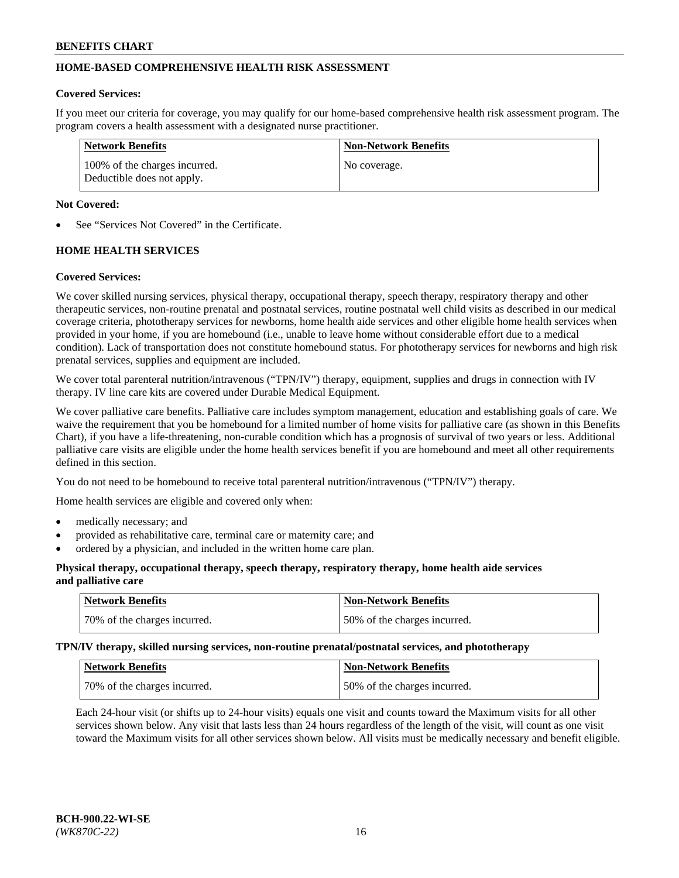## HOME-BASED COMPREHENSIVE HEALTH RISK ASSESSMENT

**Covered Services:**

If you meet our criteria for coverage, you may qualify for our home-based comprehensive health risk assessment program. The program covers a health assessment with a designated nurse practitioner.

| Network Benefits | Non-Network Benefits |
|---|---|
| 100% of the charges incurred. Deductible does not apply. | No coverage. |

**Not Covered:**

- See "Services Not Covered" in the Certificate.

## HOME HEALTH SERVICES

**Covered Services:**

We cover skilled nursing services, physical therapy, occupational therapy, speech therapy, respiratory therapy and other therapeutic services, non-routine prenatal and postnatal services, routine postnatal well child visits as described in our medical coverage criteria, phototherapy services for newborns, home health aide services and other eligible home health services when provided in your home, if you are homebound (i.e., unable to leave home without considerable effort due to a medical condition). Lack of transportation does not constitute homebound status. For phototherapy services for newborns and high risk prenatal services, supplies and equipment are included.

We cover total parenteral nutrition/intravenous ("TPN/IV") therapy, equipment, supplies and drugs in connection with IV therapy. IV line care kits are covered under Durable Medical Equipment.

We cover palliative care benefits. Palliative care includes symptom management, education and establishing goals of care. We waive the requirement that you be homebound for a limited number of home visits for palliative care (as shown in this Benefits Chart), if you have a life-threatening, non-curable condition which has a prognosis of survival of two years or less. Additional palliative care visits are eligible under the home health services benefit if you are homebound and meet all other requirements defined in this section.

You do not need to be homebound to receive total parenteral nutrition/intravenous ("TPN/IV") therapy.

Home health services are eligible and covered only when:

- medically necessary; and
- provided as rehabilitative care, terminal care or maternity care; and
- ordered by a physician, and included in the written home care plan.

**Physical therapy, occupational therapy, speech therapy, respiratory therapy, home health aide services and palliative care**

| Network Benefits | Non-Network Benefits |
|---|---|
| 70% of the charges incurred. | 50% of the charges incurred. |

**TPN/IV therapy, skilled nursing services, non-routine prenatal/postnatal services, and phototherapy**

| Network Benefits | Non-Network Benefits |
|---|---|
| 70% of the charges incurred. | 50% of the charges incurred. |

Each 24-hour visit (or shifts up to 24-hour visits) equals one visit and counts toward the Maximum visits for all other services shown below. Any visit that lasts less than 24 hours regardless of the length of the visit, will count as one visit toward the Maximum visits for all other services shown below. All visits must be medically necessary and benefit eligible.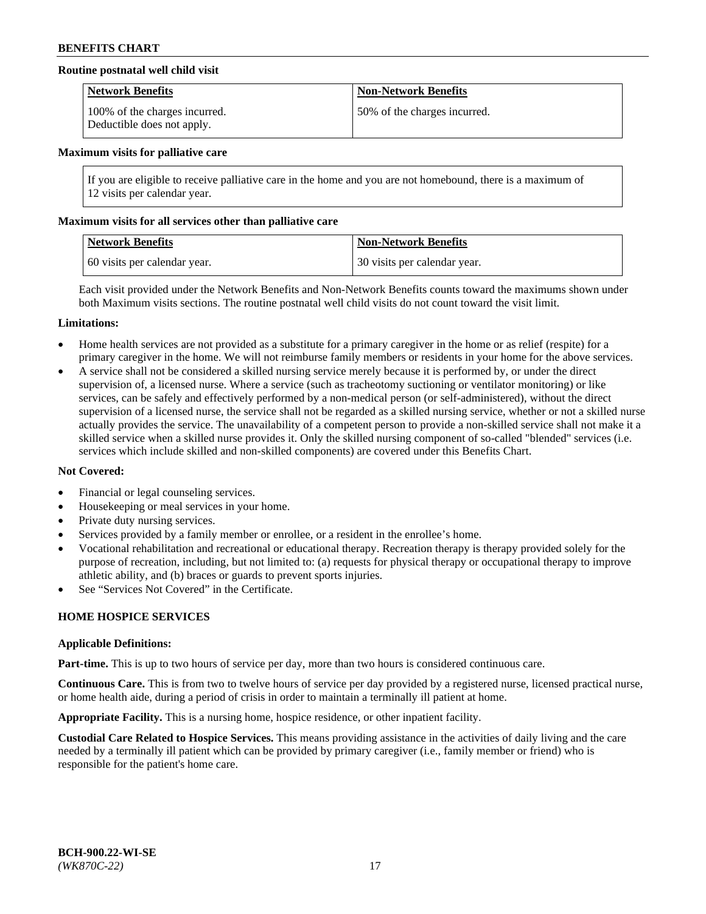**Routine postnatal well child visit**

| Network Benefits | Non-Network Benefits |
| --- | --- |
| 100% of the charges incurred. Deductible does not apply. | 50% of the charges incurred. |

**Maximum visits for palliative care**

| |
| --- |
| If you are eligible to receive palliative care in the home and you are not homebound, there is a maximum of 12 visits per calendar year. |

**Maximum visits for all services other than palliative care**

| Network Benefits | Non-Network Benefits |
| --- | --- |
| 60 visits per calendar year. | 30 visits per calendar year. |

Each visit provided under the Network Benefits and Non-Network Benefits counts toward the maximums shown under both Maximum visits sections. The routine postnatal well child visits do not count toward the visit limit.

**Limitations:**

- Home health services are not provided as a substitute for a primary caregiver in the home or as relief (respite) for a primary caregiver in the home. We will not reimburse family members or residents in your home for the above services.
- A service shall not be considered a skilled nursing service merely because it is performed by, or under the direct supervision of, a licensed nurse. Where a service (such as tracheotomy suctioning or ventilator monitoring) or like services, can be safely and effectively performed by a non-medical person (or self-administered), without the direct supervision of a licensed nurse, the service shall not be regarded as a skilled nursing service, whether or not a skilled nurse actually provides the service. The unavailability of a competent person to provide a non-skilled service shall not make it a skilled service when a skilled nurse provides it. Only the skilled nursing component of so-called "blended" services (i.e. services which include skilled and non-skilled components) are covered under this Benefits Chart.

**Not Covered:**

- Financial or legal counseling services.
- Housekeeping or meal services in your home.
- Private duty nursing services.
- Services provided by a family member or enrollee, or a resident in the enrollee's home.
- Vocational rehabilitation and recreational or educational therapy. Recreation therapy is therapy provided solely for the purpose of recreation, including, but not limited to: (a) requests for physical therapy or occupational therapy to improve athletic ability, and (b) braces or guards to prevent sports injuries.
- See "Services Not Covered" in the Certificate.

## HOME HOSPICE SERVICES

**Applicable Definitions:**

**Part-time.** This is up to two hours of service per day, more than two hours is considered continuous care.

**Continuous Care.** This is from two to twelve hours of service per day provided by a registered nurse, licensed practical nurse, or home health aide, during a period of crisis in order to maintain a terminally ill patient at home.

**Appropriate Facility.** This is a nursing home, hospice residence, or other inpatient facility.

**Custodial Care Related to Hospice Services.** This means providing assistance in the activities of daily living and the care needed by a terminally ill patient which can be provided by primary caregiver (i.e., family member or friend) who is responsible for the patient's home care.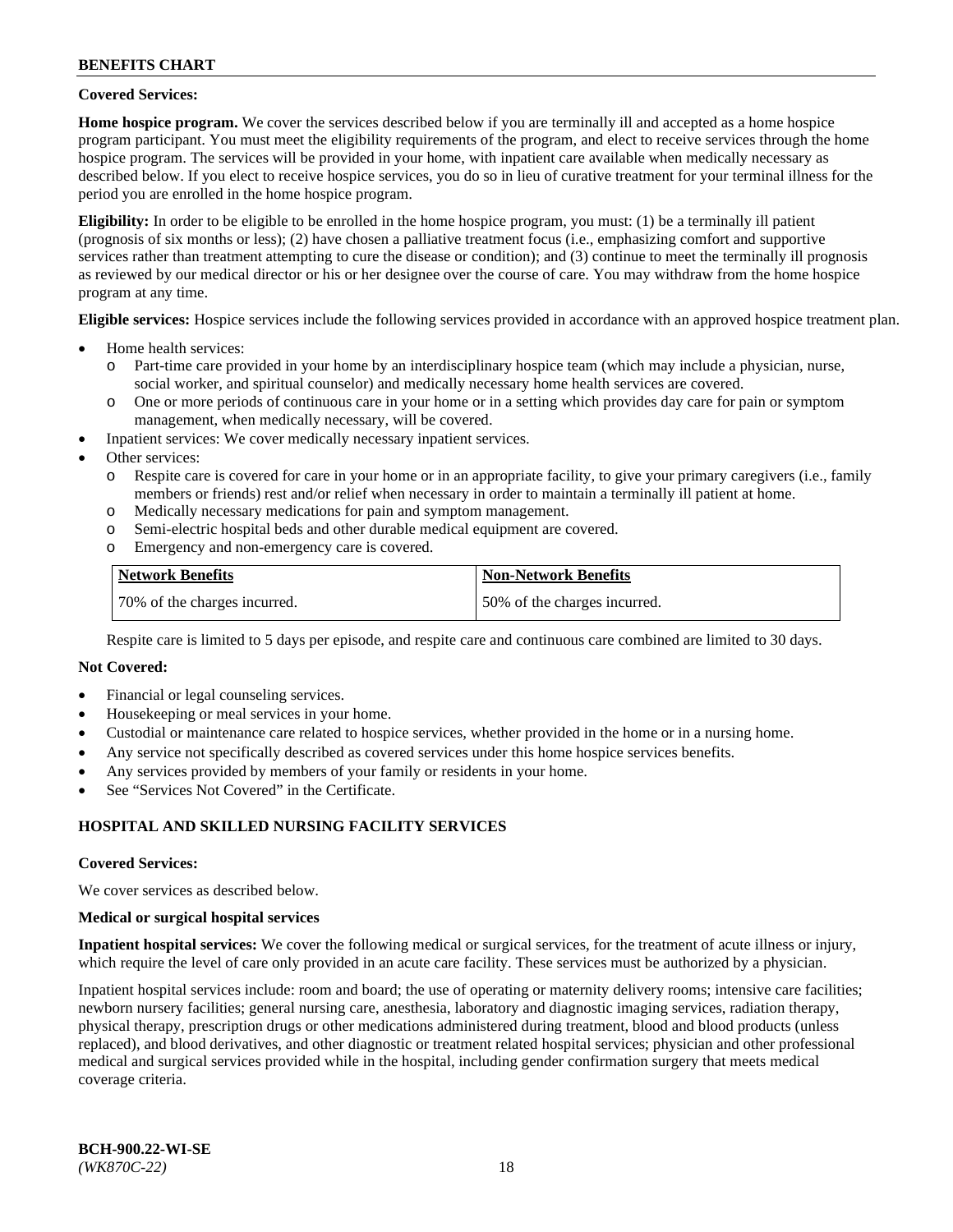**Covered Services:**

**Home hospice program.** We cover the services described below if you are terminally ill and accepted as a home hospice program participant. You must meet the eligibility requirements of the program, and elect to receive services through the home hospice program. The services will be provided in your home, with inpatient care available when medically necessary as described below. If you elect to receive hospice services, you do so in lieu of curative treatment for your terminal illness for the period you are enrolled in the home hospice program.

**Eligibility:** In order to be eligible to be enrolled in the home hospice program, you must: (1) be a terminally ill patient (prognosis of six months or less); (2) have chosen a palliative treatment focus (i.e., emphasizing comfort and supportive services rather than treatment attempting to cure the disease or condition); and (3) continue to meet the terminally ill prognosis as reviewed by our medical director or his or her designee over the course of care. You may withdraw from the home hospice program at any time.

**Eligible services:** Hospice services include the following services provided in accordance with an approved hospice treatment plan.

- Home health services:
  - Part-time care provided in your home by an interdisciplinary hospice team (which may include a physician, nurse, social worker, and spiritual counselor) and medically necessary home health services are covered.
  - One or more periods of continuous care in your home or in a setting which provides day care for pain or symptom management, when medically necessary, will be covered.
- Inpatient services: We cover medically necessary inpatient services.
- Other services:
  - Respite care is covered for care in your home or in an appropriate facility, to give your primary caregivers (i.e., family members or friends) rest and/or relief when necessary in order to maintain a terminally ill patient at home.
  - Medically necessary medications for pain and symptom management.
  - Semi-electric hospital beds and other durable medical equipment are covered.
  - Emergency and non-emergency care is covered.

| Network Benefits | Non-Network Benefits |
|---|---|
| 70% of the charges incurred. | 50% of the charges incurred. |

Respite care is limited to 5 days per episode, and respite care and continuous care combined are limited to 30 days.

**Not Covered:**

- Financial or legal counseling services.
- Housekeeping or meal services in your home.
- Custodial or maintenance care related to hospice services, whether provided in the home or in a nursing home.
- Any service not specifically described as covered services under this home hospice services benefits.
- Any services provided by members of your family or residents in your home.
- See "Services Not Covered" in the Certificate.

## HOSPITAL AND SKILLED NURSING FACILITY SERVICES

**Covered Services:**

We cover services as described below.

**Medical or surgical hospital services**

**Inpatient hospital services:** We cover the following medical or surgical services, for the treatment of acute illness or injury, which require the level of care only provided in an acute care facility. These services must be authorized by a physician.

Inpatient hospital services include: room and board; the use of operating or maternity delivery rooms; intensive care facilities; newborn nursery facilities; general nursing care, anesthesia, laboratory and diagnostic imaging services, radiation therapy, physical therapy, prescription drugs or other medications administered during treatment, blood and blood products (unless replaced), and blood derivatives, and other diagnostic or treatment related hospital services; physician and other professional medical and surgical services provided while in the hospital, including gender confirmation surgery that meets medical coverage criteria.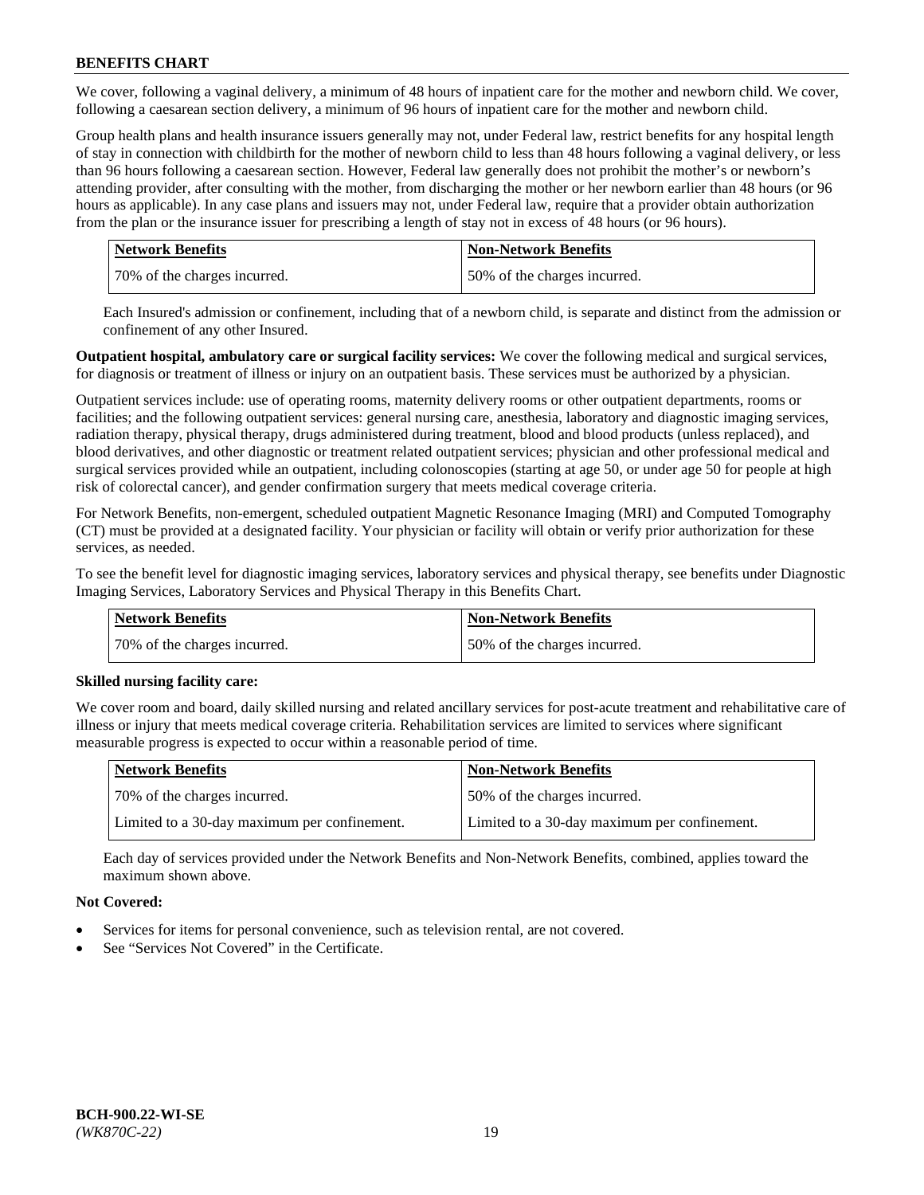We cover, following a vaginal delivery, a minimum of 48 hours of inpatient care for the mother and newborn child. We cover, following a caesarean section delivery, a minimum of 96 hours of inpatient care for the mother and newborn child.

Group health plans and health insurance issuers generally may not, under Federal law, restrict benefits for any hospital length of stay in connection with childbirth for the mother of newborn child to less than 48 hours following a vaginal delivery, or less than 96 hours following a caesarean section. However, Federal law generally does not prohibit the mother's or newborn's attending provider, after consulting with the mother, from discharging the mother or her newborn earlier than 48 hours (or 96 hours as applicable). In any case plans and issuers may not, under Federal law, require that a provider obtain authorization from the plan or the insurance issuer for prescribing a length of stay not in excess of 48 hours (or 96 hours).

| Network Benefits | Non-Network Benefits |
| --- | --- |
| 70% of the charges incurred. | 50% of the charges incurred. |

Each Insured's admission or confinement, including that of a newborn child, is separate and distinct from the admission or confinement of any other Insured.

**Outpatient hospital, ambulatory care or surgical facility services:** We cover the following medical and surgical services, for diagnosis or treatment of illness or injury on an outpatient basis. These services must be authorized by a physician.

Outpatient services include: use of operating rooms, maternity delivery rooms or other outpatient departments, rooms or facilities; and the following outpatient services: general nursing care, anesthesia, laboratory and diagnostic imaging services, radiation therapy, physical therapy, drugs administered during treatment, blood and blood products (unless replaced), and blood derivatives, and other diagnostic or treatment related outpatient services; physician and other professional medical and surgical services provided while an outpatient, including colonoscopies (starting at age 50, or under age 50 for people at high risk of colorectal cancer), and gender confirmation surgery that meets medical coverage criteria.

For Network Benefits, non-emergent, scheduled outpatient Magnetic Resonance Imaging (MRI) and Computed Tomography (CT) must be provided at a designated facility. Your physician or facility will obtain or verify prior authorization for these services, as needed.

To see the benefit level for diagnostic imaging services, laboratory services and physical therapy, see benefits under Diagnostic Imaging Services, Laboratory Services and Physical Therapy in this Benefits Chart.

| Network Benefits | Non-Network Benefits |
| --- | --- |
| 70% of the charges incurred. | 50% of the charges incurred. |

**Skilled nursing facility care:**

We cover room and board, daily skilled nursing and related ancillary services for post-acute treatment and rehabilitative care of illness or injury that meets medical coverage criteria. Rehabilitation services are limited to services where significant measurable progress is expected to occur within a reasonable period of time.

| Network Benefits | Non-Network Benefits |
| --- | --- |
| 70% of the charges incurred. | 50% of the charges incurred. |
| Limited to a 30-day maximum per confinement. | Limited to a 30-day maximum per confinement. |

Each day of services provided under the Network Benefits and Non-Network Benefits, combined, applies toward the maximum shown above.

**Not Covered:**

- Services for items for personal convenience, such as television rental, are not covered.
- See "Services Not Covered" in the Certificate.

**BCH-900.22-WI-SE**
*(WK870C-22)*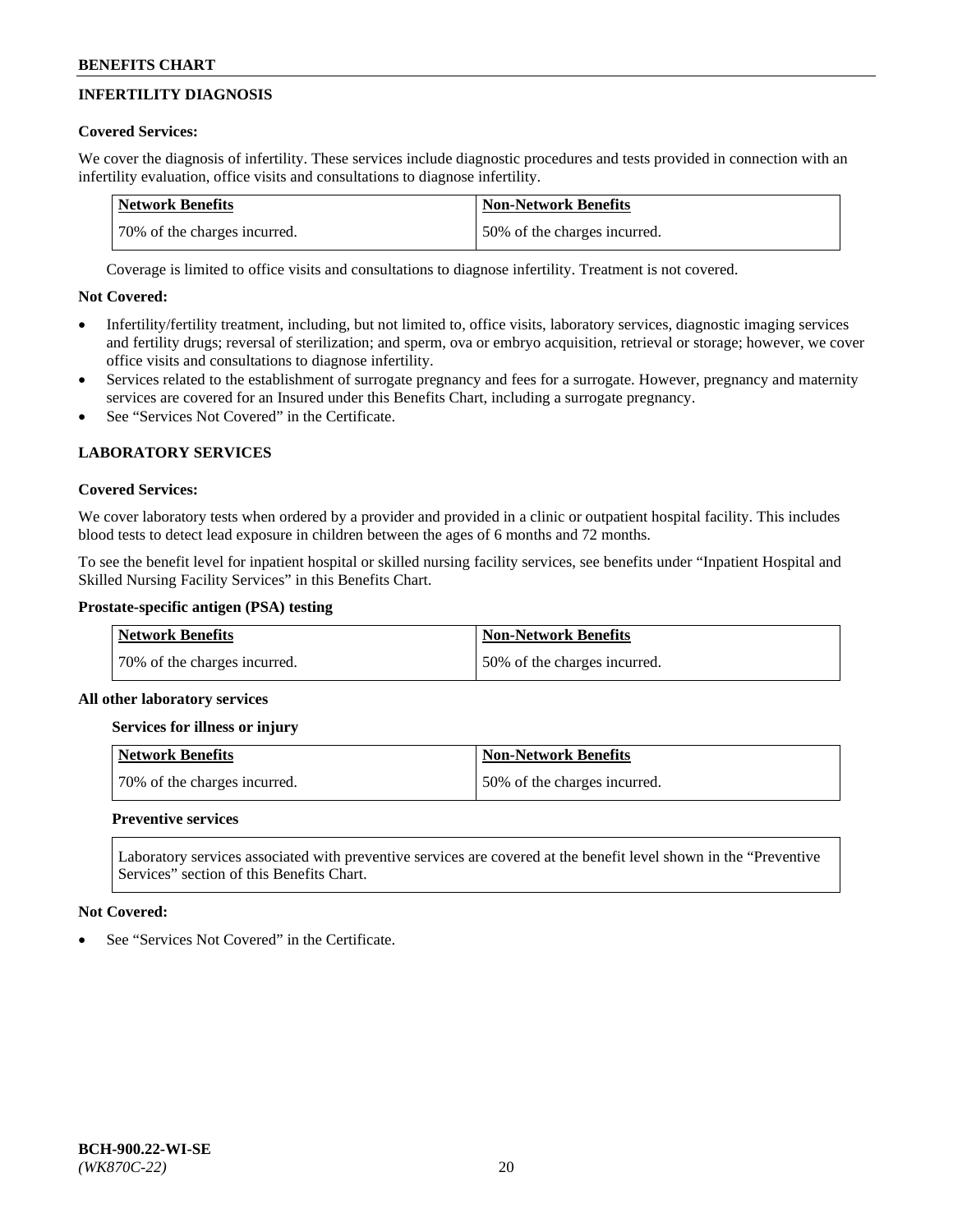## INFERTILITY DIAGNOSIS

**Covered Services:**

We cover the diagnosis of infertility. These services include diagnostic procedures and tests provided in connection with an infertility evaluation, office visits and consultations to diagnose infertility.

| Network Benefits | Non-Network Benefits |
|---|---|
| 70% of the charges incurred. | 50% of the charges incurred. |

Coverage is limited to office visits and consultations to diagnose infertility. Treatment is not covered.

**Not Covered:**

- Infertility/fertility treatment, including, but not limited to, office visits, laboratory services, diagnostic imaging services and fertility drugs; reversal of sterilization; and sperm, ova or embryo acquisition, retrieval or storage; however, we cover office visits and consultations to diagnose infertility.
- Services related to the establishment of surrogate pregnancy and fees for a surrogate. However, pregnancy and maternity services are covered for an Insured under this Benefits Chart, including a surrogate pregnancy.
- See "Services Not Covered" in the Certificate.

## LABORATORY SERVICES

**Covered Services:**

We cover laboratory tests when ordered by a provider and provided in a clinic or outpatient hospital facility. This includes blood tests to detect lead exposure in children between the ages of 6 months and 72 months.

To see the benefit level for inpatient hospital or skilled nursing facility services, see benefits under "Inpatient Hospital and Skilled Nursing Facility Services" in this Benefits Chart.

**Prostate-specific antigen (PSA) testing**

| Network Benefits | Non-Network Benefits |
|---|---|
| 70% of the charges incurred. | 50% of the charges incurred. |

**All other laboratory services**

**Services for illness or injury**

| Network Benefits | Non-Network Benefits |
|---|---|
| 70% of the charges incurred. | 50% of the charges incurred. |

**Preventive services**

Laboratory services associated with preventive services are covered at the benefit level shown in the "Preventive Services" section of this Benefits Chart.

**Not Covered:**

- See "Services Not Covered" in the Certificate.

BCH-900.22-WI-SE
*(WK870C-22)*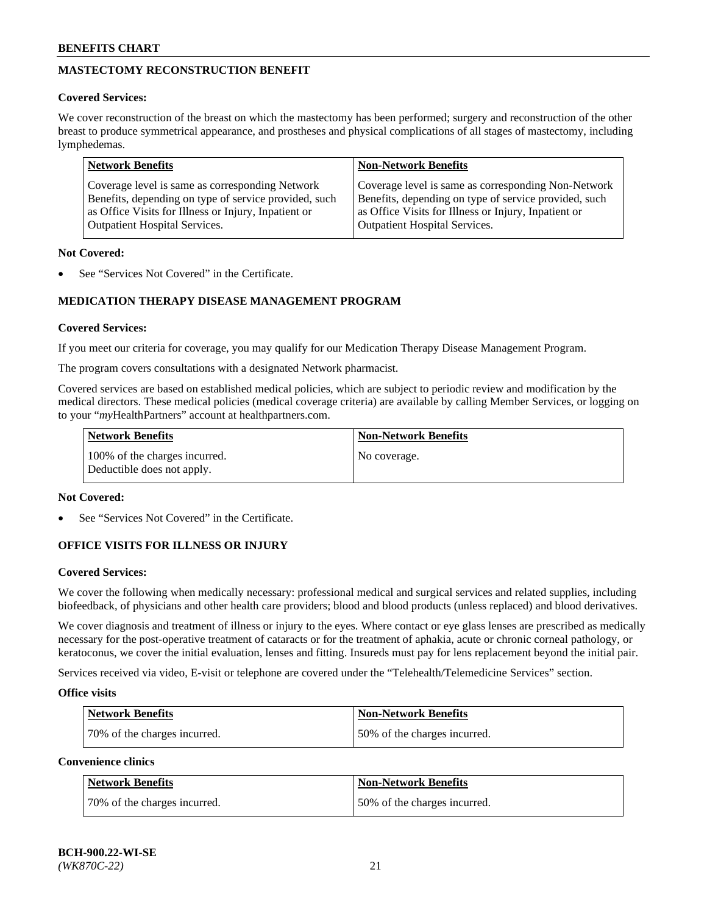## MASTECTOMY RECONSTRUCTION BENEFIT

**Covered Services:**

We cover reconstruction of the breast on which the mastectomy has been performed; surgery and reconstruction of the other breast to produce symmetrical appearance, and prostheses and physical complications of all stages of mastectomy, including lymphedemas.

| Network Benefits | Non-Network Benefits |
|---|---|
| Coverage level is same as corresponding Network Benefits, depending on type of service provided, such as Office Visits for Illness or Injury, Inpatient or Outpatient Hospital Services. | Coverage level is same as corresponding Non-Network Benefits, depending on type of service provided, such as Office Visits for Illness or Injury, Inpatient or Outpatient Hospital Services. |

**Not Covered:**

- See "Services Not Covered" in the Certificate.

## MEDICATION THERAPY DISEASE MANAGEMENT PROGRAM

**Covered Services:**

If you meet our criteria for coverage, you may qualify for our Medication Therapy Disease Management Program.

The program covers consultations with a designated Network pharmacist.

Covered services are based on established medical policies, which are subject to periodic review and modification by the medical directors. These medical policies (medical coverage criteria) are available by calling Member Services, or logging on to your "*my*HealthPartners" account at healthpartners.com.

| Network Benefits | Non-Network Benefits |
|---|---|
| 100% of the charges incurred. Deductible does not apply. | No coverage. |

**Not Covered:**

- See "Services Not Covered" in the Certificate.

## OFFICE VISITS FOR ILLNESS OR INJURY

**Covered Services:**

We cover the following when medically necessary: professional medical and surgical services and related supplies, including biofeedback, of physicians and other health care providers; blood and blood products (unless replaced) and blood derivatives.

We cover diagnosis and treatment of illness or injury to the eyes. Where contact or eye glass lenses are prescribed as medically necessary for the post-operative treatment of cataracts or for the treatment of aphakia, acute or chronic corneal pathology, or keratoconus, we cover the initial evaluation, lenses and fitting. Insureds must pay for lens replacement beyond the initial pair.

Services received via video, E-visit or telephone are covered under the "Telehealth/Telemedicine Services" section.

**Office visits**

| Network Benefits | Non-Network Benefits |
|---|---|
| 70% of the charges incurred. | 50% of the charges incurred. |

**Convenience clinics**

| Network Benefits | Non-Network Benefits |
|---|---|
| 70% of the charges incurred. | 50% of the charges incurred. |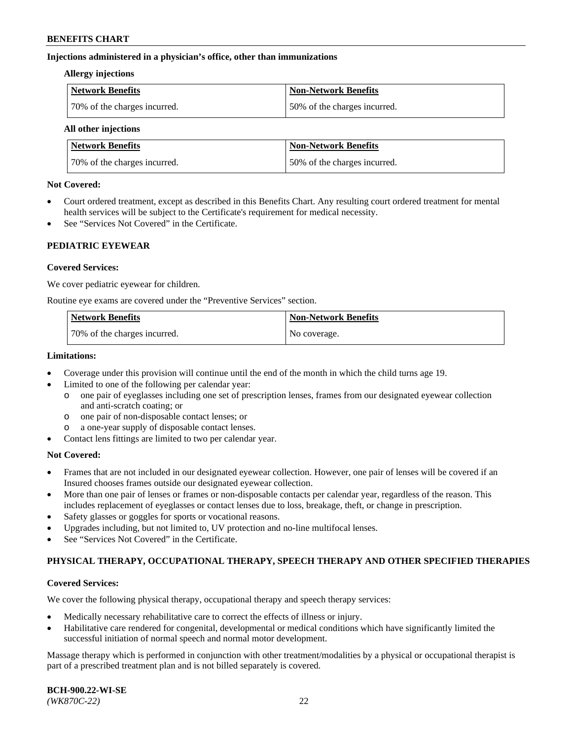**Injections administered in a physician's office, other than immunizations**

**Allergy injections**

| Network Benefits | Non-Network Benefits |
|---|---|
| 70% of the charges incurred. | 50% of the charges incurred. |

**All other injections**

| Network Benefits | Non-Network Benefits |
|---|---|
| 70% of the charges incurred. | 50% of the charges incurred. |

**Not Covered:**

- Court ordered treatment, except as described in this Benefits Chart. Any resulting court ordered treatment for mental health services will be subject to the Certificate's requirement for medical necessity.
- See "Services Not Covered" in the Certificate.

## PEDIATRIC EYEWEAR

**Covered Services:**

We cover pediatric eyewear for children.

Routine eye exams are covered under the "Preventive Services" section.

| Network Benefits | Non-Network Benefits |
|---|---|
| 70% of the charges incurred. | No coverage. |

**Limitations:**

- Coverage under this provision will continue until the end of the month in which the child turns age 19.
- Limited to one of the following per calendar year:
  - one pair of eyeglasses including one set of prescription lenses, frames from our designated eyewear collection and anti-scratch coating; or
  - one pair of non-disposable contact lenses; or
  - a one-year supply of disposable contact lenses.
- Contact lens fittings are limited to two per calendar year.

**Not Covered:**

- Frames that are not included in our designated eyewear collection. However, one pair of lenses will be covered if an Insured chooses frames outside our designated eyewear collection.
- More than one pair of lenses or frames or non-disposable contacts per calendar year, regardless of the reason. This includes replacement of eyeglasses or contact lenses due to loss, breakage, theft, or change in prescription.
- Safety glasses or goggles for sports or vocational reasons.
- Upgrades including, but not limited to, UV protection and no-line multifocal lenses.
- See "Services Not Covered" in the Certificate.

## PHYSICAL THERAPY, OCCUPATIONAL THERAPY, SPEECH THERAPY AND OTHER SPECIFIED THERAPIES

**Covered Services:**

We cover the following physical therapy, occupational therapy and speech therapy services:

- Medically necessary rehabilitative care to correct the effects of illness or injury.
- Habilitative care rendered for congenital, developmental or medical conditions which have significantly limited the successful initiation of normal speech and normal motor development.

Massage therapy which is performed in conjunction with other treatment/modalities by a physical or occupational therapist is part of a prescribed treatment plan and is not billed separately is covered.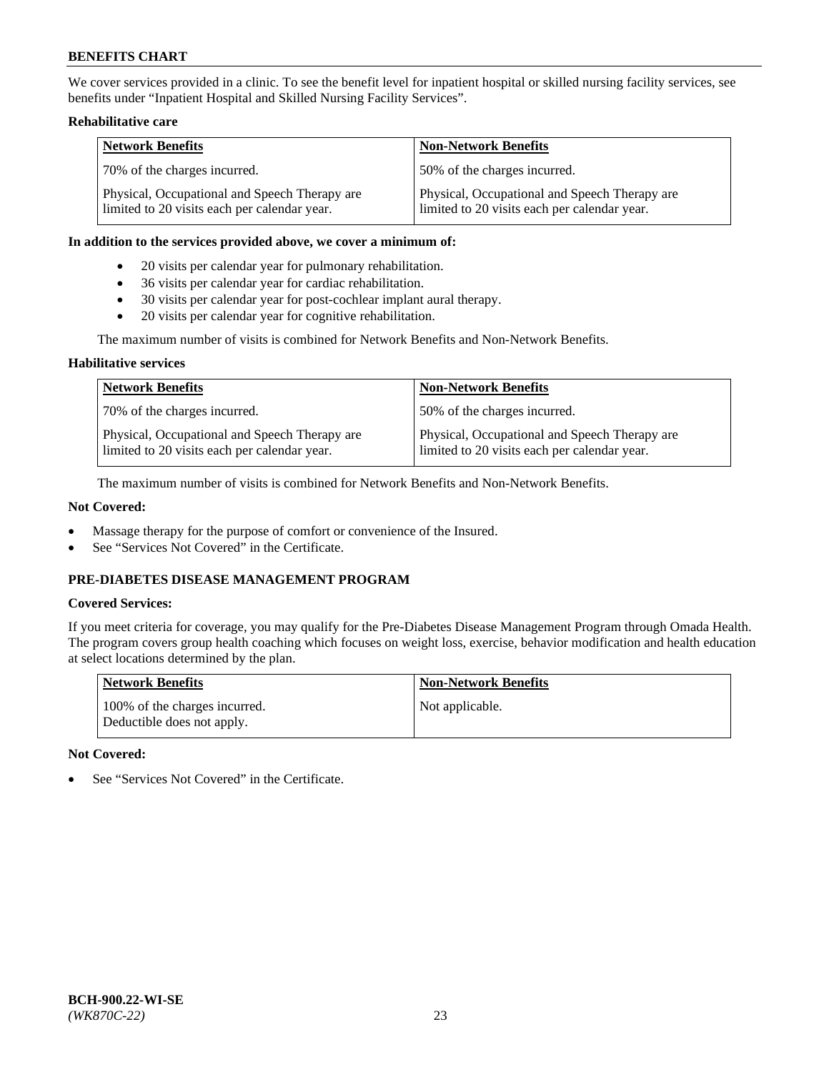We cover services provided in a clinic. To see the benefit level for inpatient hospital or skilled nursing facility services, see benefits under "Inpatient Hospital and Skilled Nursing Facility Services".

**Rehabilitative care**

| Network Benefits | Non-Network Benefits |
|---|---|
| 70% of the charges incurred. | 50% of the charges incurred. |
| Physical, Occupational and Speech Therapy are limited to 20 visits each per calendar year. | Physical, Occupational and Speech Therapy are limited to 20 visits each per calendar year. |

**In addition to the services provided above, we cover a minimum of:**

- 20 visits per calendar year for pulmonary rehabilitation.
- 36 visits per calendar year for cardiac rehabilitation.
- 30 visits per calendar year for post-cochlear implant aural therapy.
- 20 visits per calendar year for cognitive rehabilitation.

The maximum number of visits is combined for Network Benefits and Non-Network Benefits.

**Habilitative services**

| Network Benefits | Non-Network Benefits |
|---|---|
| 70% of the charges incurred. | 50% of the charges incurred. |
| Physical, Occupational and Speech Therapy are limited to 20 visits each per calendar year. | Physical, Occupational and Speech Therapy are limited to 20 visits each per calendar year. |

The maximum number of visits is combined for Network Benefits and Non-Network Benefits.

**Not Covered:**

- Massage therapy for the purpose of comfort or convenience of the Insured.
- See "Services Not Covered" in the Certificate.

## PRE-DIABETES DISEASE MANAGEMENT PROGRAM

**Covered Services:**

If you meet criteria for coverage, you may qualify for the Pre-Diabetes Disease Management Program through Omada Health. The program covers group health coaching which focuses on weight loss, exercise, behavior modification and health education at select locations determined by the plan.

| Network Benefits | Non-Network Benefits |
|---|---|
| 100% of the charges incurred. Deductible does not apply. | Not applicable. |

**Not Covered:**

- See "Services Not Covered" in the Certificate.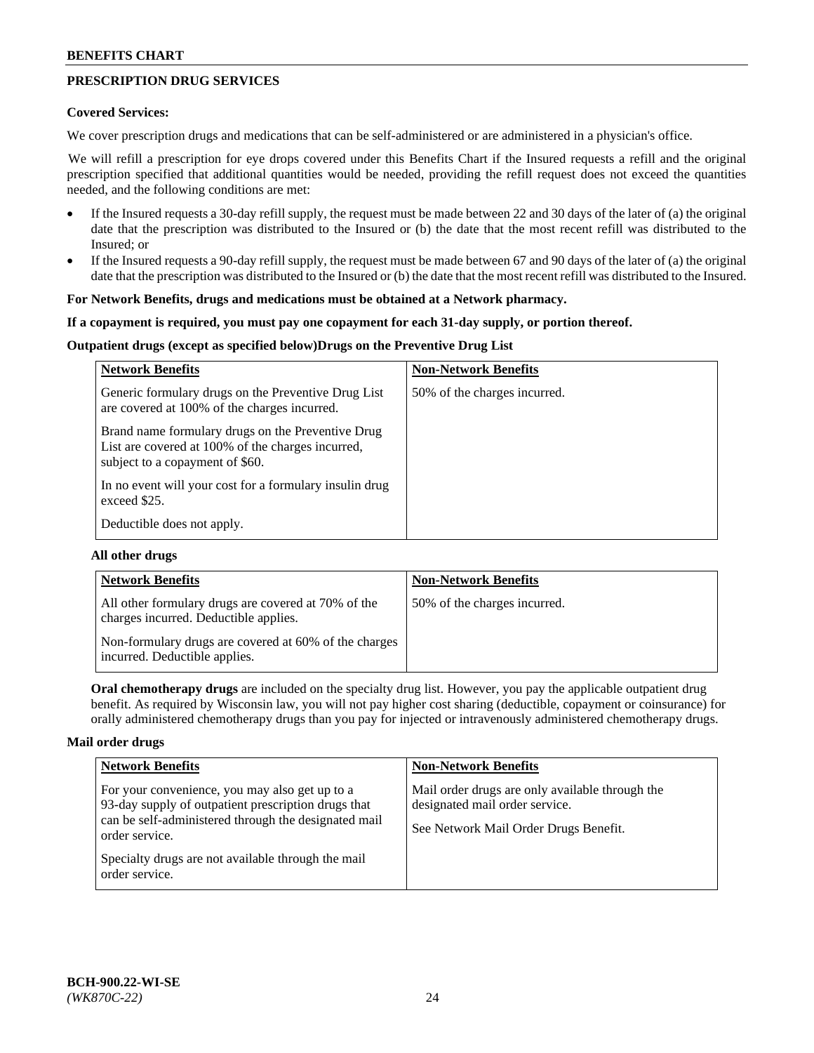## PRESCRIPTION DRUG SERVICES

**Covered Services:**

We cover prescription drugs and medications that can be self-administered or are administered in a physician's office.

We will refill a prescription for eye drops covered under this Benefits Chart if the Insured requests a refill and the original prescription specified that additional quantities would be needed, providing the refill request does not exceed the quantities needed, and the following conditions are met:

- If the Insured requests a 30-day refill supply, the request must be made between 22 and 30 days of the later of (a) the original date that the prescription was distributed to the Insured or (b) the date that the most recent refill was distributed to the Insured; or
- If the Insured requests a 90-day refill supply, the request must be made between 67 and 90 days of the later of (a) the original date that the prescription was distributed to the Insured or (b) the date that the most recent refill was distributed to the Insured.

**For Network Benefits, drugs and medications must be obtained at a Network pharmacy.**

**If a copayment is required, you must pay one copayment for each 31-day supply, or portion thereof.**

**Outpatient drugs (except as specified below)Drugs on the Preventive Drug List**

| Network Benefits | Non-Network Benefits |
| --- | --- |
| Generic formulary drugs on the Preventive Drug List are covered at 100% of the charges incurred.<br><br>Brand name formulary drugs on the Preventive Drug List are covered at 100% of the charges incurred, subject to a copayment of $60.<br><br>In no event will your cost for a formulary insulin drug exceed $25.<br><br>Deductible does not apply. | 50% of the charges incurred. |

**All other drugs**

| Network Benefits | Non-Network Benefits |
| --- | --- |
| All other formulary drugs are covered at 70% of the charges incurred. Deductible applies.<br><br>Non-formulary drugs are covered at 60% of the charges incurred. Deductible applies. | 50% of the charges incurred. |

**Oral chemotherapy drugs** are included on the specialty drug list. However, you pay the applicable outpatient drug benefit. As required by Wisconsin law, you will not pay higher cost sharing (deductible, copayment or coinsurance) for orally administered chemotherapy drugs than you pay for injected or intravenously administered chemotherapy drugs.

**Mail order drugs**

| Network Benefits | Non-Network Benefits |
| --- | --- |
| For your convenience, you may also get up to a 93-day supply of outpatient prescription drugs that can be self-administered through the designated mail order service.<br><br>Specialty drugs are not available through the mail order service. | Mail order drugs are only available through the designated mail order service.<br><br>See Network Mail Order Drugs Benefit. |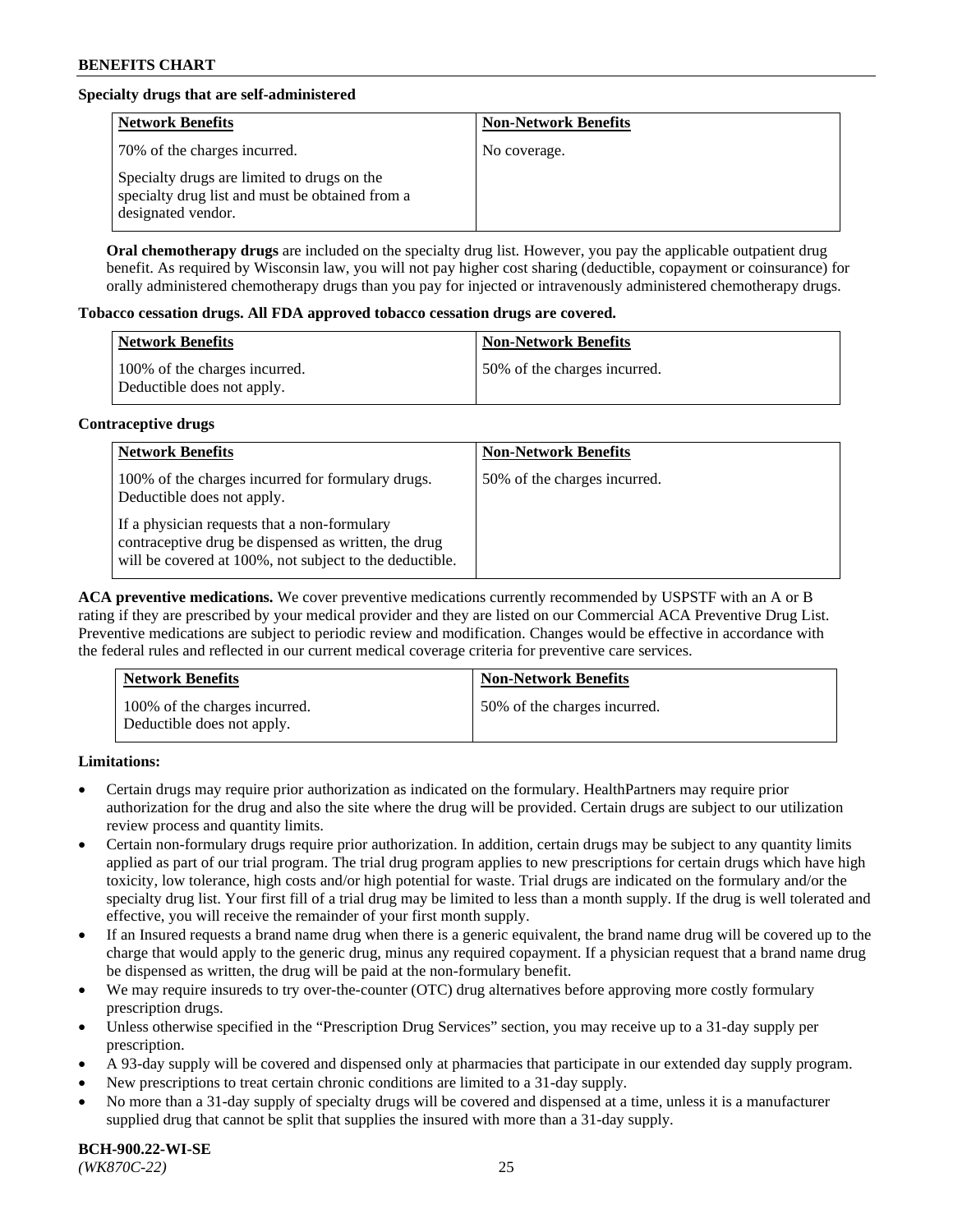**Specialty drugs that are self-administered**

| Network Benefits | Non-Network Benefits |
| --- | --- |
| 70% of the charges incurred.<br><br>Specialty drugs are limited to drugs on the specialty drug list and must be obtained from a designated vendor. | No coverage. |

**Oral chemotherapy drugs** are included on the specialty drug list. However, you pay the applicable outpatient drug benefit. As required by Wisconsin law, you will not pay higher cost sharing (deductible, copayment or coinsurance) for orally administered chemotherapy drugs than you pay for injected or intravenously administered chemotherapy drugs.

**Tobacco cessation drugs. All FDA approved tobacco cessation drugs are covered.**

| Network Benefits | Non-Network Benefits |
| --- | --- |
| 100% of the charges incurred.<br>Deductible does not apply. | 50% of the charges incurred. |

**Contraceptive drugs**

| Network Benefits | Non-Network Benefits |
| --- | --- |
| 100% of the charges incurred for formulary drugs. Deductible does not apply.<br><br>If a physician requests that a non-formulary contraceptive drug be dispensed as written, the drug will be covered at 100%, not subject to the deductible. | 50% of the charges incurred. |

**ACA preventive medications.** We cover preventive medications currently recommended by USPSTF with an A or B rating if they are prescribed by your medical provider and they are listed on our Commercial ACA Preventive Drug List. Preventive medications are subject to periodic review and modification. Changes would be effective in accordance with the federal rules and reflected in our current medical coverage criteria for preventive care services.

| Network Benefits | Non-Network Benefits |
| --- | --- |
| 100% of the charges incurred.<br>Deductible does not apply. | 50% of the charges incurred. |

**Limitations:**

- Certain drugs may require prior authorization as indicated on the formulary. HealthPartners may require prior authorization for the drug and also the site where the drug will be provided. Certain drugs are subject to our utilization review process and quantity limits.
- Certain non-formulary drugs require prior authorization. In addition, certain drugs may be subject to any quantity limits applied as part of our trial program. The trial drug program applies to new prescriptions for certain drugs which have high toxicity, low tolerance, high costs and/or high potential for waste. Trial drugs are indicated on the formulary and/or the specialty drug list. Your first fill of a trial drug may be limited to less than a month supply. If the drug is well tolerated and effective, you will receive the remainder of your first month supply.
- If an Insured requests a brand name drug when there is a generic equivalent, the brand name drug will be covered up to the charge that would apply to the generic drug, minus any required copayment. If a physician request that a brand name drug be dispensed as written, the drug will be paid at the non-formulary benefit.
- We may require insureds to try over-the-counter (OTC) drug alternatives before approving more costly formulary prescription drugs.
- Unless otherwise specified in the "Prescription Drug Services" section, you may receive up to a 31-day supply per prescription.
- A 93-day supply will be covered and dispensed only at pharmacies that participate in our extended day supply program.
- New prescriptions to treat certain chronic conditions are limited to a 31-day supply.
- No more than a 31-day supply of specialty drugs will be covered and dispensed at a time, unless it is a manufacturer supplied drug that cannot be split that supplies the insured with more than a 31-day supply.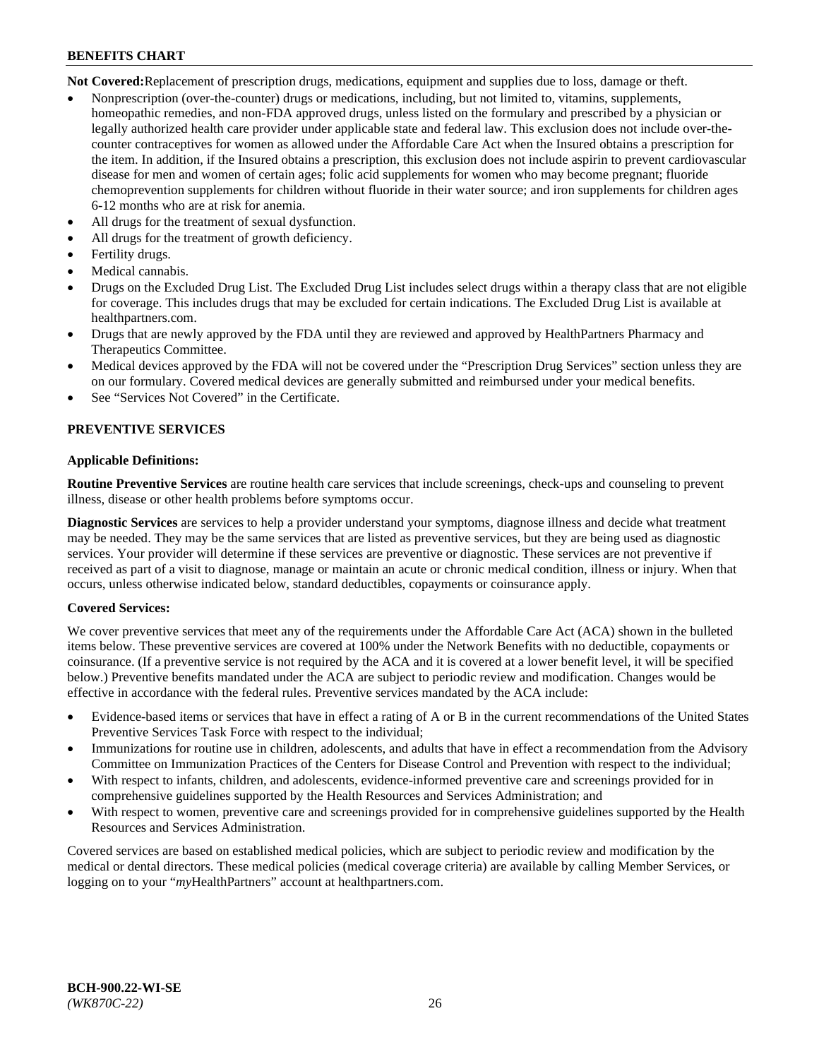**Not Covered:** Replacement of prescription drugs, medications, equipment and supplies due to loss, damage or theft.

- Nonprescription (over-the-counter) drugs or medications, including, but not limited to, vitamins, supplements, homeopathic remedies, and non-FDA approved drugs, unless listed on the formulary and prescribed by a physician or legally authorized health care provider under applicable state and federal law. This exclusion does not include over-the-counter contraceptives for women as allowed under the Affordable Care Act when the Insured obtains a prescription for the item. In addition, if the Insured obtains a prescription, this exclusion does not include aspirin to prevent cardiovascular disease for men and women of certain ages; folic acid supplements for women who may become pregnant; fluoride chemoprevention supplements for children without fluoride in their water source; and iron supplements for children ages 6-12 months who are at risk for anemia.
- All drugs for the treatment of sexual dysfunction.
- All drugs for the treatment of growth deficiency.
- Fertility drugs.
- Medical cannabis.
- Drugs on the Excluded Drug List. The Excluded Drug List includes select drugs within a therapy class that are not eligible for coverage. This includes drugs that may be excluded for certain indications. The Excluded Drug List is available at healthpartners.com.
- Drugs that are newly approved by the FDA until they are reviewed and approved by HealthPartners Pharmacy and Therapeutics Committee.
- Medical devices approved by the FDA will not be covered under the "Prescription Drug Services" section unless they are on our formulary. Covered medical devices are generally submitted and reimbursed under your medical benefits.
- See "Services Not Covered" in the Certificate.

## PREVENTIVE SERVICES

### Applicable Definitions:

**Routine Preventive Services** are routine health care services that include screenings, check-ups and counseling to prevent illness, disease or other health problems before symptoms occur.

**Diagnostic Services** are services to help a provider understand your symptoms, diagnose illness and decide what treatment may be needed. They may be the same services that are listed as preventive services, but they are being used as diagnostic services. Your provider will determine if these services are preventive or diagnostic. These services are not preventive if received as part of a visit to diagnose, manage or maintain an acute or chronic medical condition, illness or injury. When that occurs, unless otherwise indicated below, standard deductibles, copayments or coinsurance apply.

### Covered Services:

We cover preventive services that meet any of the requirements under the Affordable Care Act (ACA) shown in the bulleted items below. These preventive services are covered at 100% under the Network Benefits with no deductible, copayments or coinsurance. (If a preventive service is not required by the ACA and it is covered at a lower benefit level, it will be specified below.) Preventive benefits mandated under the ACA are subject to periodic review and modification. Changes would be effective in accordance with the federal rules. Preventive services mandated by the ACA include:

- Evidence-based items or services that have in effect a rating of A or B in the current recommendations of the United States Preventive Services Task Force with respect to the individual;
- Immunizations for routine use in children, adolescents, and adults that have in effect a recommendation from the Advisory Committee on Immunization Practices of the Centers for Disease Control and Prevention with respect to the individual;
- With respect to infants, children, and adolescents, evidence-informed preventive care and screenings provided for in comprehensive guidelines supported by the Health Resources and Services Administration; and
- With respect to women, preventive care and screenings provided for in comprehensive guidelines supported by the Health Resources and Services Administration.

Covered services are based on established medical policies, which are subject to periodic review and modification by the medical or dental directors. These medical policies (medical coverage criteria) are available by calling Member Services, or logging on to your "*my*HealthPartners" account at healthpartners.com.

**BCH-900.22-WI-SE**
*(WK870C-22)*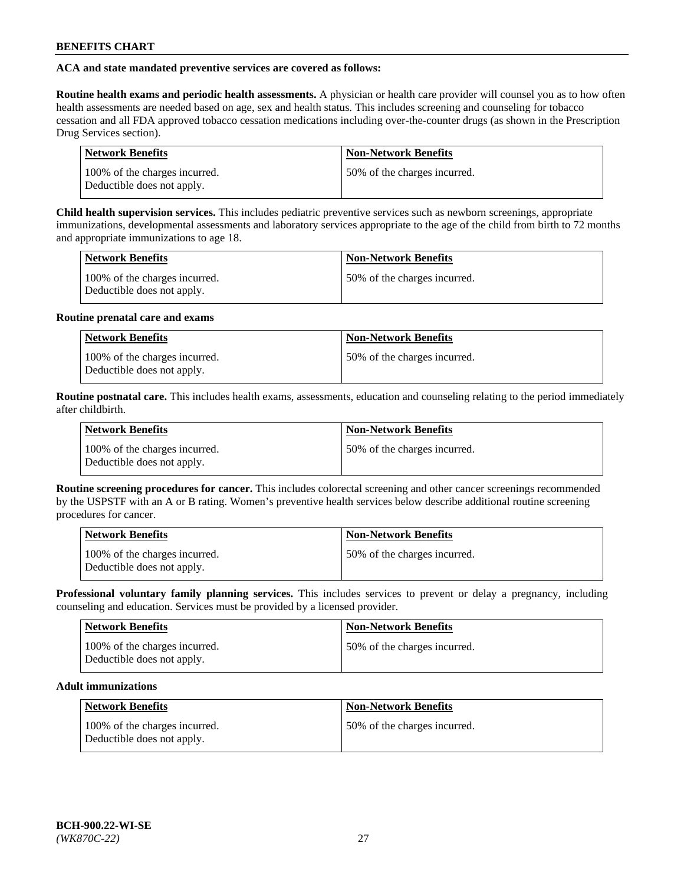**ACA and state mandated preventive services are covered as follows:**

**Routine health exams and periodic health assessments.** A physician or health care provider will counsel you as to how often health assessments are needed based on age, sex and health status. This includes screening and counseling for tobacco cessation and all FDA approved tobacco cessation medications including over-the-counter drugs (as shown in the Prescription Drug Services section).

| Network Benefits | Non-Network Benefits |
|---|---|
| 100% of the charges incurred. Deductible does not apply. | 50% of the charges incurred. |

**Child health supervision services.** This includes pediatric preventive services such as newborn screenings, appropriate immunizations, developmental assessments and laboratory services appropriate to the age of the child from birth to 72 months and appropriate immunizations to age 18.

| Network Benefits | Non-Network Benefits |
|---|---|
| 100% of the charges incurred. Deductible does not apply. | 50% of the charges incurred. |

**Routine prenatal care and exams**

| Network Benefits | Non-Network Benefits |
|---|---|
| 100% of the charges incurred. Deductible does not apply. | 50% of the charges incurred. |

**Routine postnatal care.** This includes health exams, assessments, education and counseling relating to the period immediately after childbirth.

| Network Benefits | Non-Network Benefits |
|---|---|
| 100% of the charges incurred. Deductible does not apply. | 50% of the charges incurred. |

**Routine screening procedures for cancer.** This includes colorectal screening and other cancer screenings recommended by the USPSTF with an A or B rating. Women's preventive health services below describe additional routine screening procedures for cancer.

| Network Benefits | Non-Network Benefits |
|---|---|
| 100% of the charges incurred. Deductible does not apply. | 50% of the charges incurred. |

**Professional voluntary family planning services.** This includes services to prevent or delay a pregnancy, including counseling and education. Services must be provided by a licensed provider.

| Network Benefits | Non-Network Benefits |
|---|---|
| 100% of the charges incurred. Deductible does not apply. | 50% of the charges incurred. |

**Adult immunizations**

| Network Benefits | Non-Network Benefits |
|---|---|
| 100% of the charges incurred. Deductible does not apply. | 50% of the charges incurred. |

**BCH-900.22-WI-SE**
*(WK870C-22)*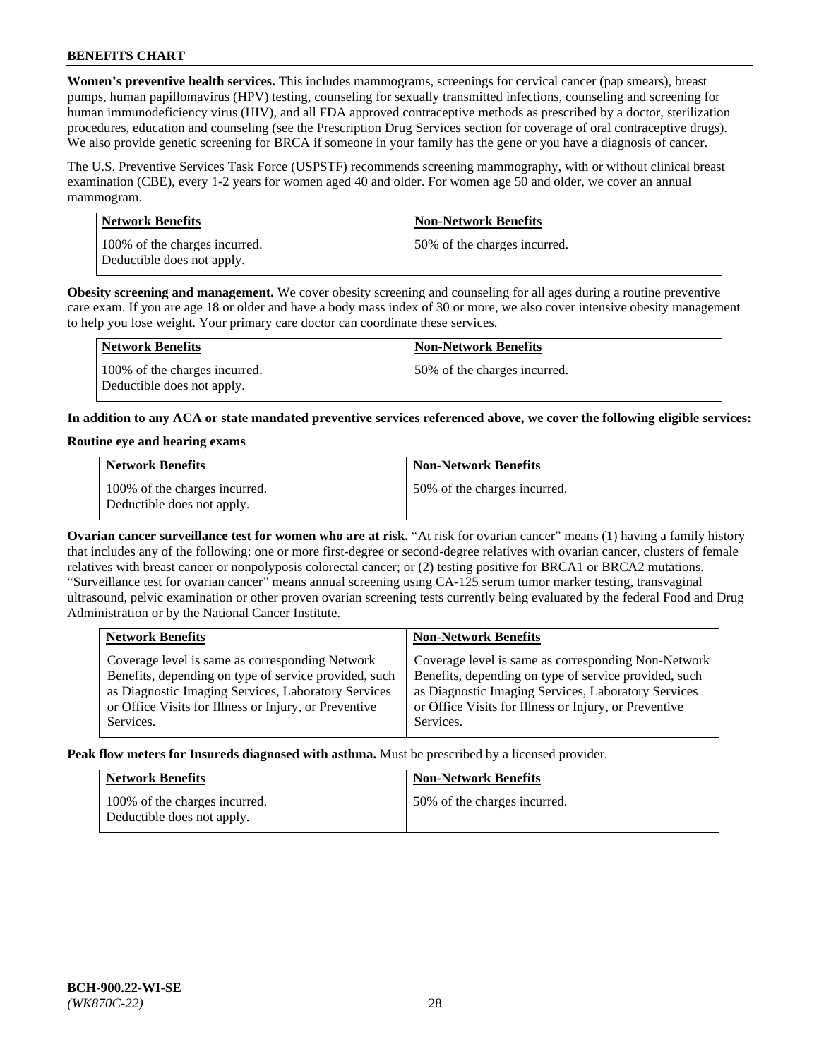**Women's preventive health services.** This includes mammograms, screenings for cervical cancer (pap smears), breast pumps, human papillomavirus (HPV) testing, counseling for sexually transmitted infections, counseling and screening for human immunodeficiency virus (HIV), and all FDA approved contraceptive methods as prescribed by a doctor, sterilization procedures, education and counseling (see the Prescription Drug Services section for coverage of oral contraceptive drugs). We also provide genetic screening for BRCA if someone in your family has the gene or you have a diagnosis of cancer.

The U.S. Preventive Services Task Force (USPSTF) recommends screening mammography, with or without clinical breast examination (CBE), every 1-2 years for women aged 40 and older. For women age 50 and older, we cover an annual mammogram.

| Network Benefits | Non-Network Benefits |
|---|---|
| 100% of the charges incurred. Deductible does not apply. | 50% of the charges incurred. |

**Obesity screening and management.** We cover obesity screening and counseling for all ages during a routine preventive care exam. If you are age 18 or older and have a body mass index of 30 or more, we also cover intensive obesity management to help you lose weight. Your primary care doctor can coordinate these services.

| Network Benefits | Non-Network Benefits |
|---|---|
| 100% of the charges incurred. Deductible does not apply. | 50% of the charges incurred. |

**In addition to any ACA or state mandated preventive services referenced above, we cover the following eligible services:**

**Routine eye and hearing exams**

| Network Benefits | Non-Network Benefits |
|---|---|
| 100% of the charges incurred. Deductible does not apply. | 50% of the charges incurred. |

**Ovarian cancer surveillance test for women who are at risk.** "At risk for ovarian cancer" means (1) having a family history that includes any of the following: one or more first-degree or second-degree relatives with ovarian cancer, clusters of female relatives with breast cancer or nonpolyposis colorectal cancer; or (2) testing positive for BRCA1 or BRCA2 mutations. "Surveillance test for ovarian cancer" means annual screening using CA-125 serum tumor marker testing, transvaginal ultrasound, pelvic examination or other proven ovarian screening tests currently being evaluated by the federal Food and Drug Administration or by the National Cancer Institute.

| Network Benefits | Non-Network Benefits |
|---|---|
| Coverage level is same as corresponding Network Benefits, depending on type of service provided, such as Diagnostic Imaging Services, Laboratory Services or Office Visits for Illness or Injury, or Preventive Services. | Coverage level is same as corresponding Non-Network Benefits, depending on type of service provided, such as Diagnostic Imaging Services, Laboratory Services or Office Visits for Illness or Injury, or Preventive Services. |

**Peak flow meters for Insureds diagnosed with asthma.** Must be prescribed by a licensed provider.

| Network Benefits | Non-Network Benefits |
|---|---|
| 100% of the charges incurred. Deductible does not apply. | 50% of the charges incurred. |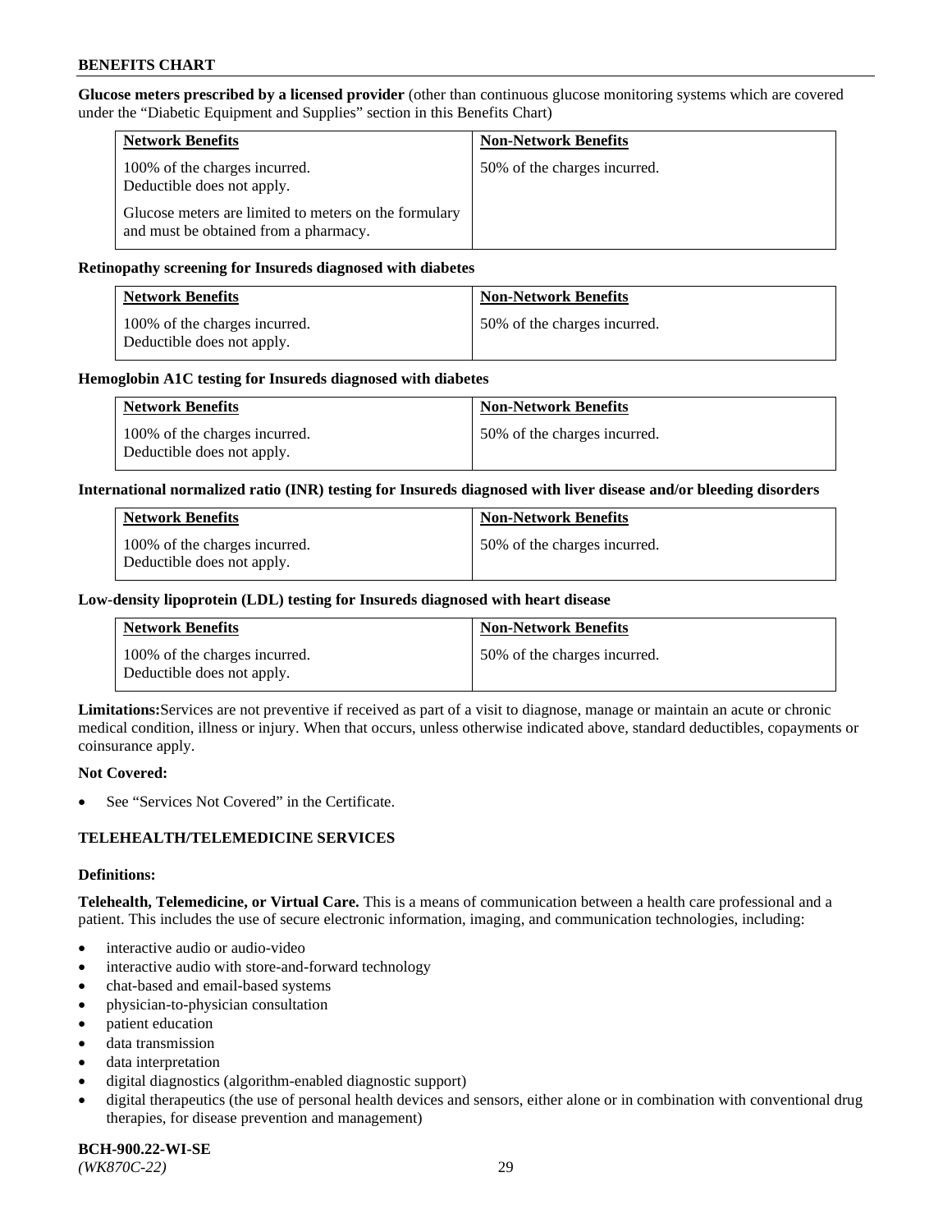**Glucose meters prescribed by a licensed provider** (other than continuous glucose monitoring systems which are covered under the "Diabetic Equipment and Supplies" section in this Benefits Chart)

| Network Benefits | Non-Network Benefits |
|---|---|
| 100% of the charges incurred. Deductible does not apply. Glucose meters are limited to meters on the formulary and must be obtained from a pharmacy. | 50% of the charges incurred. |

**Retinopathy screening for Insureds diagnosed with diabetes**

| Network Benefits | Non-Network Benefits |
|---|---|
| 100% of the charges incurred. Deductible does not apply. | 50% of the charges incurred. |

**Hemoglobin A1C testing for Insureds diagnosed with diabetes**

| Network Benefits | Non-Network Benefits |
|---|---|
| 100% of the charges incurred. Deductible does not apply. | 50% of the charges incurred. |

**International normalized ratio (INR) testing for Insureds diagnosed with liver disease and/or bleeding disorders**

| Network Benefits | Non-Network Benefits |
|---|---|
| 100% of the charges incurred. Deductible does not apply. | 50% of the charges incurred. |

**Low-density lipoprotein (LDL) testing for Insureds diagnosed with heart disease**

| Network Benefits | Non-Network Benefits |
|---|---|
| 100% of the charges incurred. Deductible does not apply. | 50% of the charges incurred. |

**Limitations:** Services are not preventive if received as part of a visit to diagnose, manage or maintain an acute or chronic medical condition, illness or injury. When that occurs, unless otherwise indicated above, standard deductibles, copayments or coinsurance apply.

**Not Covered:**

- See "Services Not Covered" in the Certificate.

## TELEHEALTH/TELEMEDICINE SERVICES

**Definitions:**

**Telehealth, Telemedicine, or Virtual Care.** This is a means of communication between a health care professional and a patient. This includes the use of secure electronic information, imaging, and communication technologies, including:

- interactive audio or audio-video
- interactive audio with store-and-forward technology
- chat-based and email-based systems
- physician-to-physician consultation
- patient education
- data transmission
- data interpretation
- digital diagnostics (algorithm-enabled diagnostic support)
- digital therapeutics (the use of personal health devices and sensors, either alone or in combination with conventional drug therapies, for disease prevention and management)

**BCH-900.22-WI-SE**
*(WK870C-22)*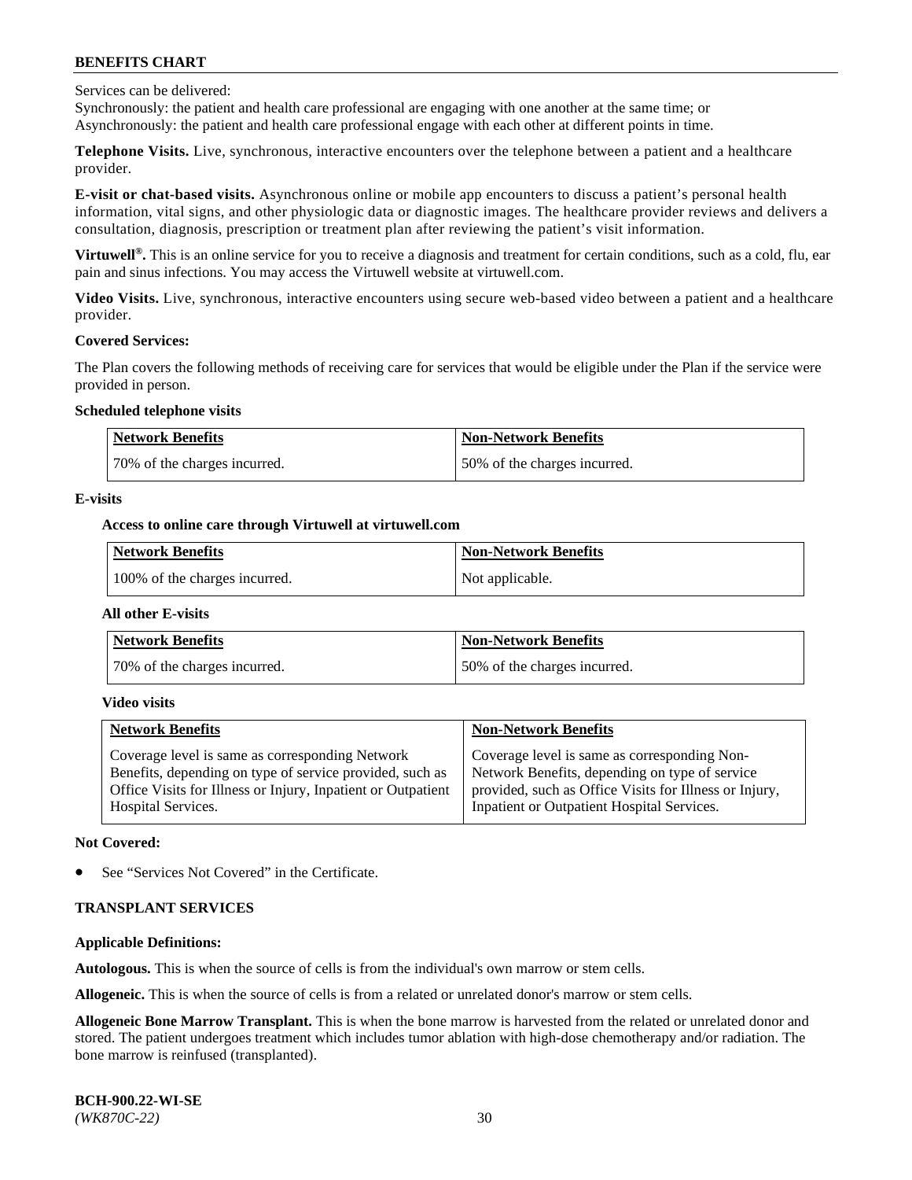Services can be delivered:

Synchronously: the patient and health care professional are engaging with one another at the same time; or

Asynchronously: the patient and health care professional engage with each other at different points in time.

**Telephone Visits.** Live, synchronous, interactive encounters over the telephone between a patient and a healthcare provider.

**E-visit or chat-based visits.** Asynchronous online or mobile app encounters to discuss a patient's personal health information, vital signs, and other physiologic data or diagnostic images. The healthcare provider reviews and delivers a consultation, diagnosis, prescription or treatment plan after reviewing the patient's visit information.

**Virtuwell®.** This is an online service for you to receive a diagnosis and treatment for certain conditions, such as a cold, flu, ear pain and sinus infections. You may access the Virtuwell website at virtuwell.com.

**Video Visits.** Live, synchronous, interactive encounters using secure web-based video between a patient and a healthcare provider.

**Covered Services:**

The Plan covers the following methods of receiving care for services that would be eligible under the Plan if the service were provided in person.

**Scheduled telephone visits**

| Network Benefits | Non-Network Benefits |
|---|---|
| 70% of the charges incurred. | 50% of the charges incurred. |

**E-visits**

**Access to online care through Virtuwell at virtuwell.com**

| Network Benefits | Non-Network Benefits |
|---|---|
| 100% of the charges incurred. | Not applicable. |

**All other E-visits**

| Network Benefits | Non-Network Benefits |
|---|---|
| 70% of the charges incurred. | 50% of the charges incurred. |

**Video visits**

| Network Benefits | Non-Network Benefits |
|---|---|
| Coverage level is same as corresponding Network Benefits, depending on type of service provided, such as Office Visits for Illness or Injury, Inpatient or Outpatient Hospital Services. | Coverage level is same as corresponding Non-Network Benefits, depending on type of service provided, such as Office Visits for Illness or Injury, Inpatient or Outpatient Hospital Services. |

**Not Covered:**

- See "Services Not Covered" in the Certificate.

**TRANSPLANT SERVICES**

**Applicable Definitions:**

**Autologous.** This is when the source of cells is from the individual's own marrow or stem cells.

**Allogeneic.** This is when the source of cells is from a related or unrelated donor's marrow or stem cells.

**Allogeneic Bone Marrow Transplant.** This is when the bone marrow is harvested from the related or unrelated donor and stored. The patient undergoes treatment which includes tumor ablation with high-dose chemotherapy and/or radiation. The bone marrow is reinfused (transplanted).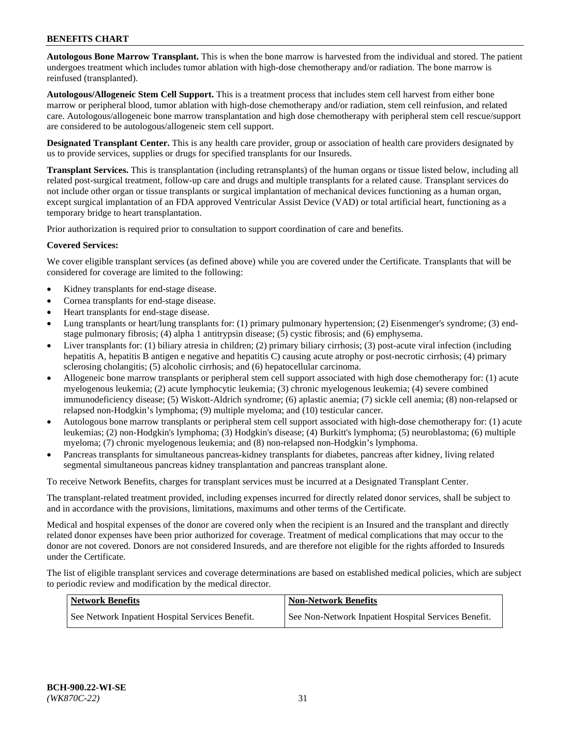**Autologous Bone Marrow Transplant.** This is when the bone marrow is harvested from the individual and stored. The patient undergoes treatment which includes tumor ablation with high-dose chemotherapy and/or radiation. The bone marrow is reinfused (transplanted).

**Autologous/Allogeneic Stem Cell Support.** This is a treatment process that includes stem cell harvest from either bone marrow or peripheral blood, tumor ablation with high-dose chemotherapy and/or radiation, stem cell reinfusion, and related care. Autologous/allogeneic bone marrow transplantation and high dose chemotherapy with peripheral stem cell rescue/support are considered to be autologous/allogeneic stem cell support.

**Designated Transplant Center.** This is any health care provider, group or association of health care providers designated by us to provide services, supplies or drugs for specified transplants for our Insureds.

**Transplant Services.** This is transplantation (including retransplants) of the human organs or tissue listed below, including all related post-surgical treatment, follow-up care and drugs and multiple transplants for a related cause. Transplant services do not include other organ or tissue transplants or surgical implantation of mechanical devices functioning as a human organ, except surgical implantation of an FDA approved Ventricular Assist Device (VAD) or total artificial heart, functioning as a temporary bridge to heart transplantation.

Prior authorization is required prior to consultation to support coordination of care and benefits.

**Covered Services:**

We cover eligible transplant services (as defined above) while you are covered under the Certificate. Transplants that will be considered for coverage are limited to the following:

- Kidney transplants for end-stage disease.
- Cornea transplants for end-stage disease.
- Heart transplants for end-stage disease.
- Lung transplants or heart/lung transplants for: (1) primary pulmonary hypertension; (2) Eisenmenger's syndrome; (3) end-stage pulmonary fibrosis; (4) alpha 1 antitrypsin disease; (5) cystic fibrosis; and (6) emphysema.
- Liver transplants for: (1) biliary atresia in children; (2) primary biliary cirrhosis; (3) post-acute viral infection (including hepatitis A, hepatitis B antigen e negative and hepatitis C) causing acute atrophy or post-necrotic cirrhosis; (4) primary sclerosing cholangitis; (5) alcoholic cirrhosis; and (6) hepatocellular carcinoma.
- Allogeneic bone marrow transplants or peripheral stem cell support associated with high dose chemotherapy for: (1) acute myelogenous leukemia; (2) acute lymphocytic leukemia; (3) chronic myelogenous leukemia; (4) severe combined immunodeficiency disease; (5) Wiskott-Aldrich syndrome; (6) aplastic anemia; (7) sickle cell anemia; (8) non-relapsed or relapsed non-Hodgkin's lymphoma; (9) multiple myeloma; and (10) testicular cancer.
- Autologous bone marrow transplants or peripheral stem cell support associated with high-dose chemotherapy for: (1) acute leukemias; (2) non-Hodgkin's lymphoma; (3) Hodgkin's disease; (4) Burkitt's lymphoma; (5) neuroblastoma; (6) multiple myeloma; (7) chronic myelogenous leukemia; and (8) non-relapsed non-Hodgkin's lymphoma.
- Pancreas transplants for simultaneous pancreas-kidney transplants for diabetes, pancreas after kidney, living related segmental simultaneous pancreas kidney transplantation and pancreas transplant alone.

To receive Network Benefits, charges for transplant services must be incurred at a Designated Transplant Center.

The transplant-related treatment provided, including expenses incurred for directly related donor services, shall be subject to and in accordance with the provisions, limitations, maximums and other terms of the Certificate.

Medical and hospital expenses of the donor are covered only when the recipient is an Insured and the transplant and directly related donor expenses have been prior authorized for coverage. Treatment of medical complications that may occur to the donor are not covered. Donors are not considered Insureds, and are therefore not eligible for the rights afforded to Insureds under the Certificate.

The list of eligible transplant services and coverage determinations are based on established medical policies, which are subject to periodic review and modification by the medical director.

| Network Benefits | Non-Network Benefits |
|---|---|
| See Network Inpatient Hospital Services Benefit. | See Non-Network Inpatient Hospital Services Benefit. |

**BCH-900.22-WI-SE**
*(WK870C-22)*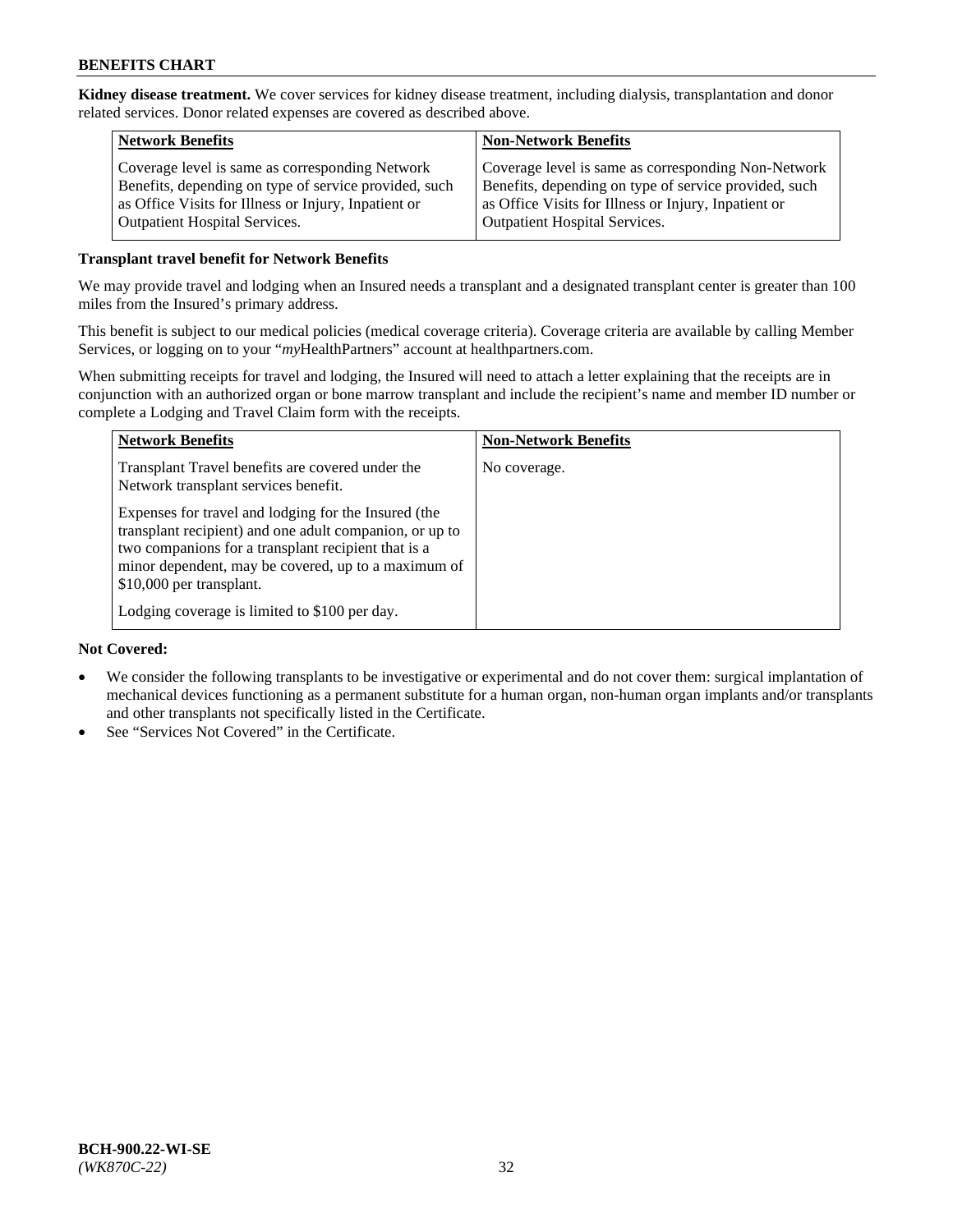**Kidney disease treatment.** We cover services for kidney disease treatment, including dialysis, transplantation and donor related services. Donor related expenses are covered as described above.

| Network Benefits | Non-Network Benefits |
|---|---|
| Coverage level is same as corresponding Network Benefits, depending on type of service provided, such as Office Visits for Illness or Injury, Inpatient or Outpatient Hospital Services. | Coverage level is same as corresponding Non-Network Benefits, depending on type of service provided, such as Office Visits for Illness or Injury, Inpatient or Outpatient Hospital Services. |

**Transplant travel benefit for Network Benefits**

We may provide travel and lodging when an Insured needs a transplant and a designated transplant center is greater than 100 miles from the Insured's primary address.

This benefit is subject to our medical policies (medical coverage criteria). Coverage criteria are available by calling Member Services, or logging on to your "*my*HealthPartners" account at healthpartners.com.

When submitting receipts for travel and lodging, the Insured will need to attach a letter explaining that the receipts are in conjunction with an authorized organ or bone marrow transplant and include the recipient's name and member ID number or complete a Lodging and Travel Claim form with the receipts.

| Network Benefits | Non-Network Benefits |
|---|---|
| Transplant Travel benefits are covered under the Network transplant services benefit.<br><br>Expenses for travel and lodging for the Insured (the transplant recipient) and one adult companion, or up to two companions for a transplant recipient that is a minor dependent, may be covered, up to a maximum of $10,000 per transplant.<br><br>Lodging coverage is limited to $100 per day. | No coverage. |

**Not Covered:**

- We consider the following transplants to be investigative or experimental and do not cover them: surgical implantation of mechanical devices functioning as a permanent substitute for a human organ, non-human organ implants and/or transplants and other transplants not specifically listed in the Certificate.
- See "Services Not Covered" in the Certificate.